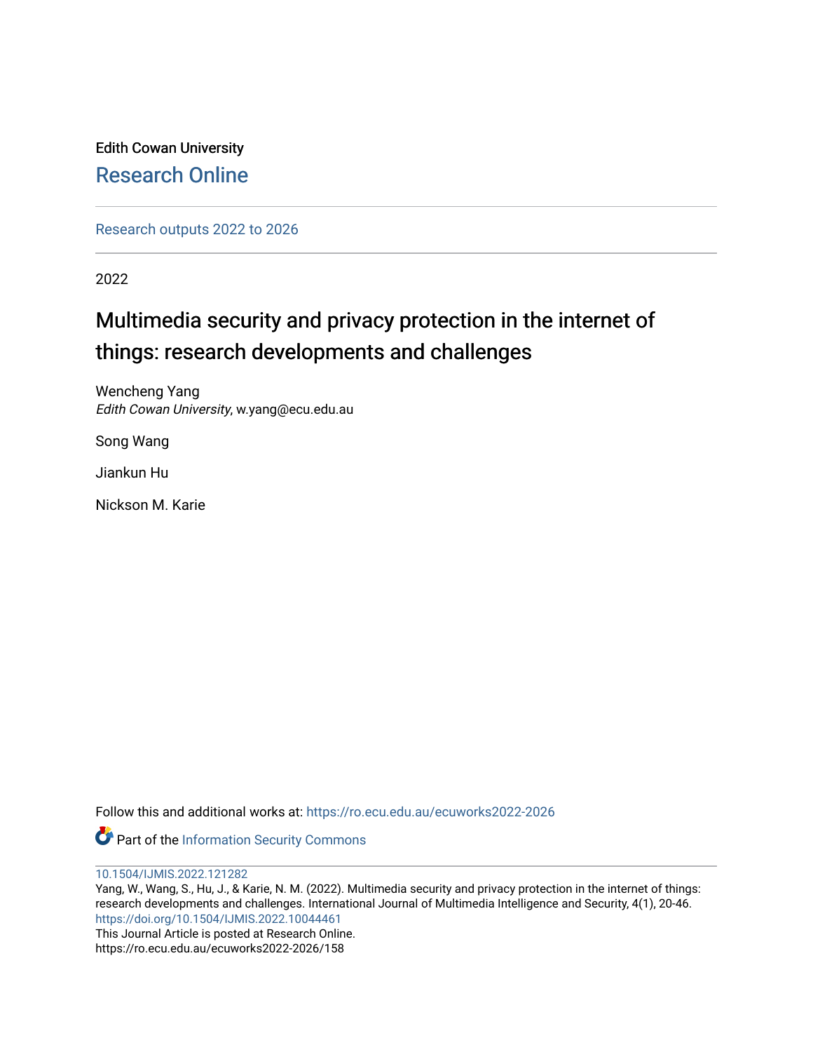Edith Cowan University

Research Online

Research outputs 2022 to 2026

2022

# Multimedia security and privacy protection in the internet of things: research developments and challenges

Wencheng Yang
*Edith Cowan University*, w.yang@ecu.edu.au

Song Wang

Jiankun Hu

Nickson M. Karie

Follow this and additional works at: https://ro.ecu.edu.au/ecuworks2022-2026

Part of the Information Security Commons

10.1504/IJMIS.2022.121282
Yang, W., Wang, S., Hu, J., & Karie, N. M. (2022). Multimedia security and privacy protection in the internet of things: research developments and challenges. International Journal of Multimedia Intelligence and Security, 4(1), 20-46.
https://doi.org/10.1504/IJMIS.2022.10044461
This Journal Article is posted at Research Online.
https://ro.ecu.edu.au/ecuworks2022-2026/158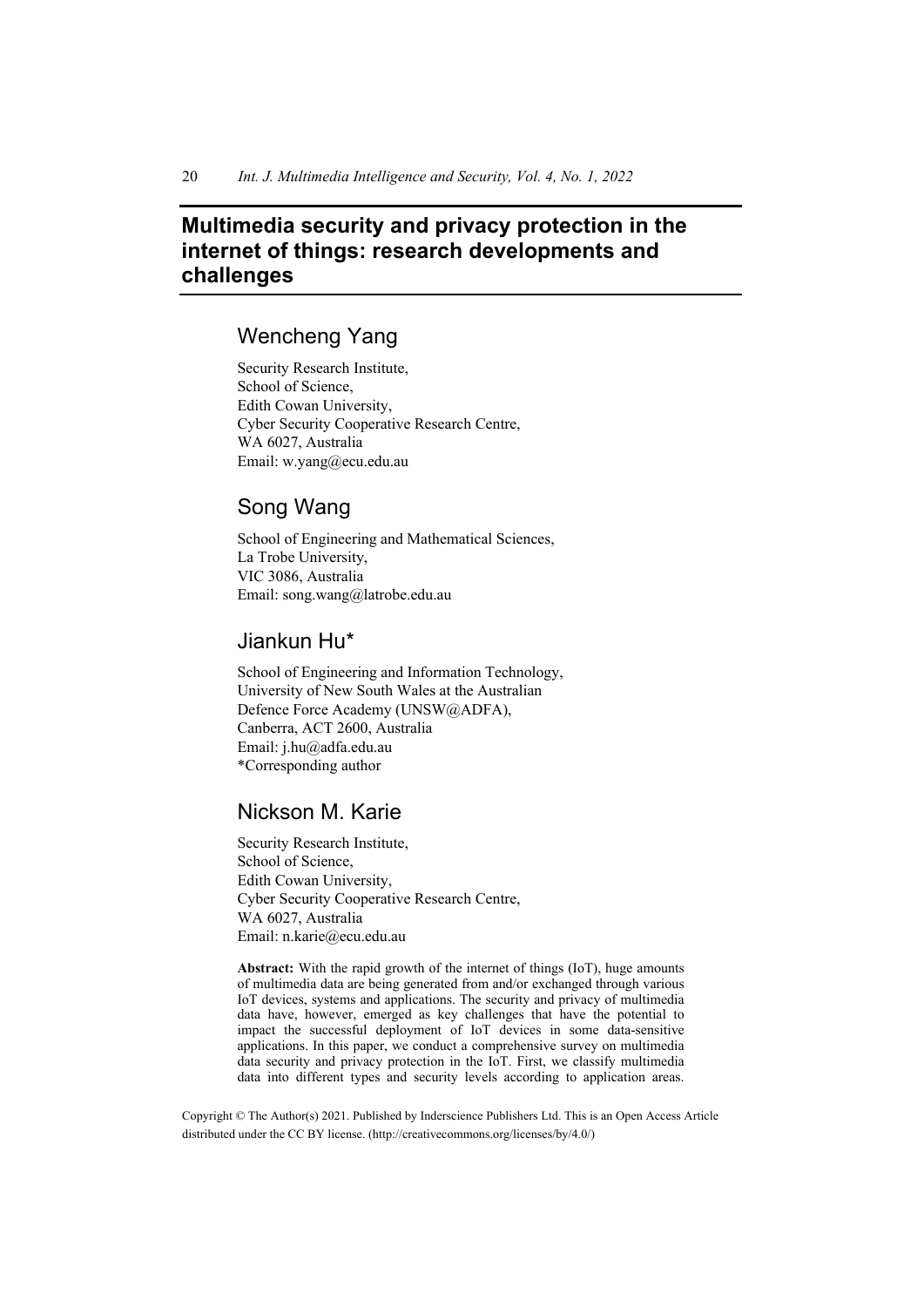# Multimedia security and privacy protection in the internet of things: research developments and challenges

## Wencheng Yang

Security Research Institute,
School of Science,
Edith Cowan University,
Cyber Security Cooperative Research Centre,
WA 6027, Australia
Email: w.yang@ecu.edu.au

## Song Wang

School of Engineering and Mathematical Sciences,
La Trobe University,
VIC 3086, Australia
Email: song.wang@latrobe.edu.au

## Jiankun Hu*

School of Engineering and Information Technology,
University of New South Wales at the Australian
Defence Force Academy (UNSW@ADFA),
Canberra, ACT 2600, Australia
Email: j.hu@adfa.edu.au
*Corresponding author

## Nickson M. Karie

Security Research Institute,
School of Science,
Edith Cowan University,
Cyber Security Cooperative Research Centre,
WA 6027, Australia
Email: n.karie@ecu.edu.au

**Abstract:** With the rapid growth of the internet of things (IoT), huge amounts of multimedia data are being generated from and/or exchanged through various IoT devices, systems and applications. The security and privacy of multimedia data have, however, emerged as key challenges that have the potential to impact the successful deployment of IoT devices in some data-sensitive applications. In this paper, we conduct a comprehensive survey on multimedia data security and privacy protection in the IoT. First, we classify multimedia data into different types and security levels according to application areas.

Copyright © The Author(s) 2021. Published by Inderscience Publishers Ltd. This is an Open Access Article distributed under the CC BY license. (http://creativecommons.org/licenses/by/4.0/)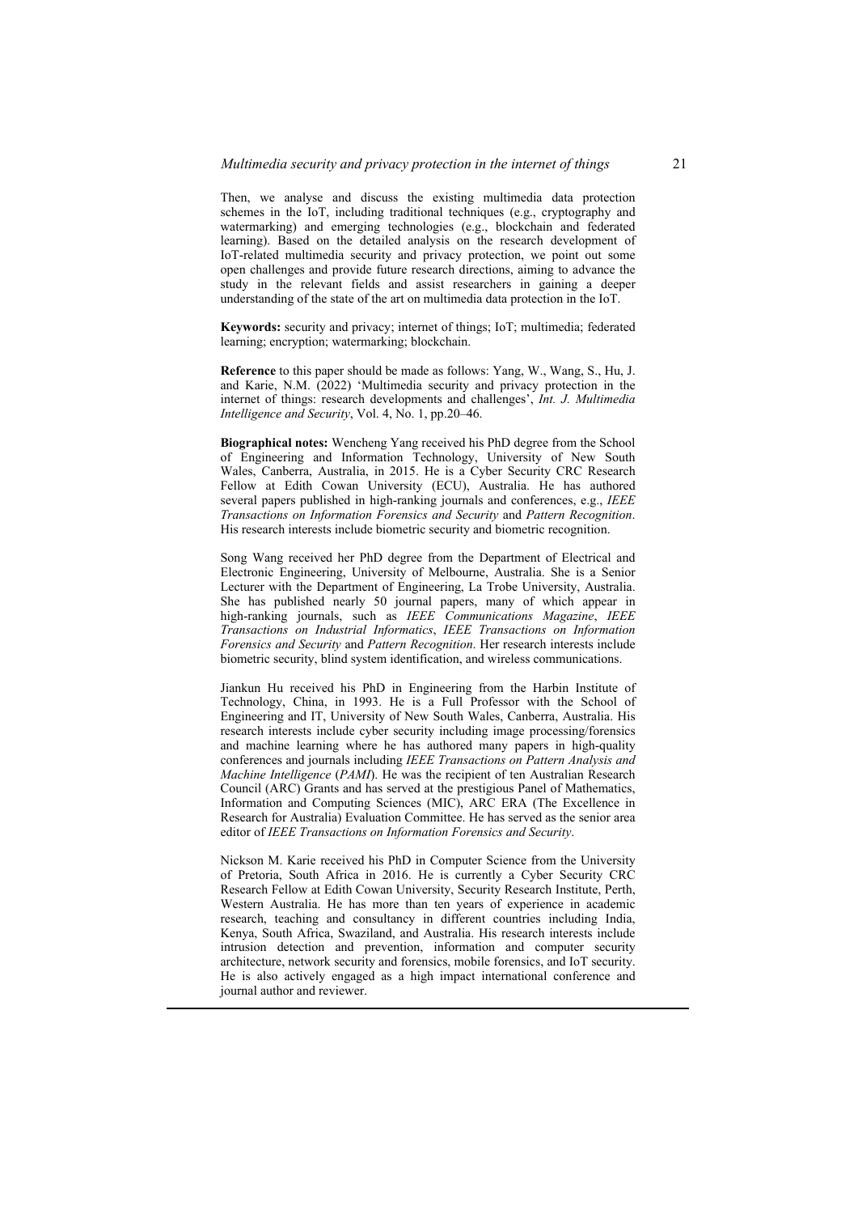Then, we analyse and discuss the existing multimedia data protection schemes in the IoT, including traditional techniques (e.g., cryptography and watermarking) and emerging technologies (e.g., blockchain and federated learning). Based on the detailed analysis on the research development of IoT-related multimedia security and privacy protection, we point out some open challenges and provide future research directions, aiming to advance the study in the relevant fields and assist researchers in gaining a deeper understanding of the state of the art on multimedia data protection in the IoT.

**Keywords:** security and privacy; internet of things; IoT; multimedia; federated learning; encryption; watermarking; blockchain.

**Reference** to this paper should be made as follows: Yang, W., Wang, S., Hu, J. and Karie, N.M. (2022) 'Multimedia security and privacy protection in the internet of things: research developments and challenges', *Int. J. Multimedia Intelligence and Security*, Vol. 4, No. 1, pp.20–46.

**Biographical notes:** Wencheng Yang received his PhD degree from the School of Engineering and Information Technology, University of New South Wales, Canberra, Australia, in 2015. He is a Cyber Security CRC Research Fellow at Edith Cowan University (ECU), Australia. He has authored several papers published in high-ranking journals and conferences, e.g., *IEEE Transactions on Information Forensics and Security* and *Pattern Recognition*. His research interests include biometric security and biometric recognition.

Song Wang received her PhD degree from the Department of Electrical and Electronic Engineering, University of Melbourne, Australia. She is a Senior Lecturer with the Department of Engineering, La Trobe University, Australia. She has published nearly 50 journal papers, many of which appear in high-ranking journals, such as *IEEE Communications Magazine*, *IEEE Transactions on Industrial Informatics*, *IEEE Transactions on Information Forensics and Security* and *Pattern Recognition*. Her research interests include biometric security, blind system identification, and wireless communications.

Jiankun Hu received his PhD in Engineering from the Harbin Institute of Technology, China, in 1993. He is a Full Professor with the School of Engineering and IT, University of New South Wales, Canberra, Australia. His research interests include cyber security including image processing/forensics and machine learning where he has authored many papers in high-quality conferences and journals including *IEEE Transactions on Pattern Analysis and Machine Intelligence* (*PAMI*). He was the recipient of ten Australian Research Council (ARC) Grants and has served at the prestigious Panel of Mathematics, Information and Computing Sciences (MIC), ARC ERA (The Excellence in Research for Australia) Evaluation Committee. He has served as the senior area editor of *IEEE Transactions on Information Forensics and Security*.

Nickson M. Karie received his PhD in Computer Science from the University of Pretoria, South Africa in 2016. He is currently a Cyber Security CRC Research Fellow at Edith Cowan University, Security Research Institute, Perth, Western Australia. He has more than ten years of experience in academic research, teaching and consultancy in different countries including India, Kenya, South Africa, Swaziland, and Australia. His research interests include intrusion detection and prevention, information and computer security architecture, network security and forensics, mobile forensics, and IoT security. He is also actively engaged as a high impact international conference and journal author and reviewer.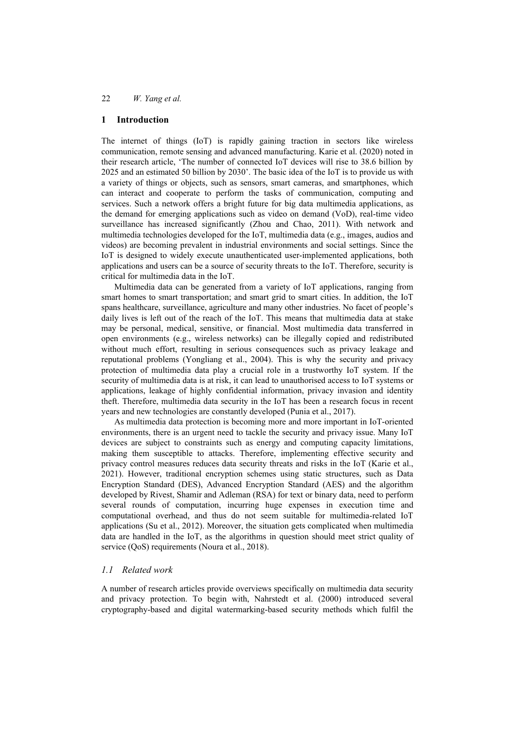## 1 Introduction

The internet of things (IoT) is rapidly gaining traction in sectors like wireless communication, remote sensing and advanced manufacturing. Karie et al. (2020) noted in their research article, 'The number of connected IoT devices will rise to 38.6 billion by 2025 and an estimated 50 billion by 2030'. The basic idea of the IoT is to provide us with a variety of things or objects, such as sensors, smart cameras, and smartphones, which can interact and cooperate to perform the tasks of communication, computing and services. Such a network offers a bright future for big data multimedia applications, as the demand for emerging applications such as video on demand (VoD), real-time video surveillance has increased significantly (Zhou and Chao, 2011). With network and multimedia technologies developed for the IoT, multimedia data (e.g., images, audios and videos) are becoming prevalent in industrial environments and social settings. Since the IoT is designed to widely execute unauthenticated user-implemented applications, both applications and users can be a source of security threats to the IoT. Therefore, security is critical for multimedia data in the IoT.

Multimedia data can be generated from a variety of IoT applications, ranging from smart homes to smart transportation; and smart grid to smart cities. In addition, the IoT spans healthcare, surveillance, agriculture and many other industries. No facet of people's daily lives is left out of the reach of the IoT. This means that multimedia data at stake may be personal, medical, sensitive, or financial. Most multimedia data transferred in open environments (e.g., wireless networks) can be illegally copied and redistributed without much effort, resulting in serious consequences such as privacy leakage and reputational problems (Yongliang et al., 2004). This is why the security and privacy protection of multimedia data play a crucial role in a trustworthy IoT system. If the security of multimedia data is at risk, it can lead to unauthorised access to IoT systems or applications, leakage of highly confidential information, privacy invasion and identity theft. Therefore, multimedia data security in the IoT has been a research focus in recent years and new technologies are constantly developed (Punia et al., 2017).

As multimedia data protection is becoming more and more important in IoT-oriented environments, there is an urgent need to tackle the security and privacy issue. Many IoT devices are subject to constraints such as energy and computing capacity limitations, making them susceptible to attacks. Therefore, implementing effective security and privacy control measures reduces data security threats and risks in the IoT (Karie et al., 2021). However, traditional encryption schemes using static structures, such as Data Encryption Standard (DES), Advanced Encryption Standard (AES) and the algorithm developed by Rivest, Shamir and Adleman (RSA) for text or binary data, need to perform several rounds of computation, incurring huge expenses in execution time and computational overhead, and thus do not seem suitable for multimedia-related IoT applications (Su et al., 2012). Moreover, the situation gets complicated when multimedia data are handled in the IoT, as the algorithms in question should meet strict quality of service (QoS) requirements (Noura et al., 2018).

### 1.1 Related work

A number of research articles provide overviews specifically on multimedia data security and privacy protection. To begin with, Nahrstedt et al. (2000) introduced several cryptography-based and digital watermarking-based security methods which fulfil the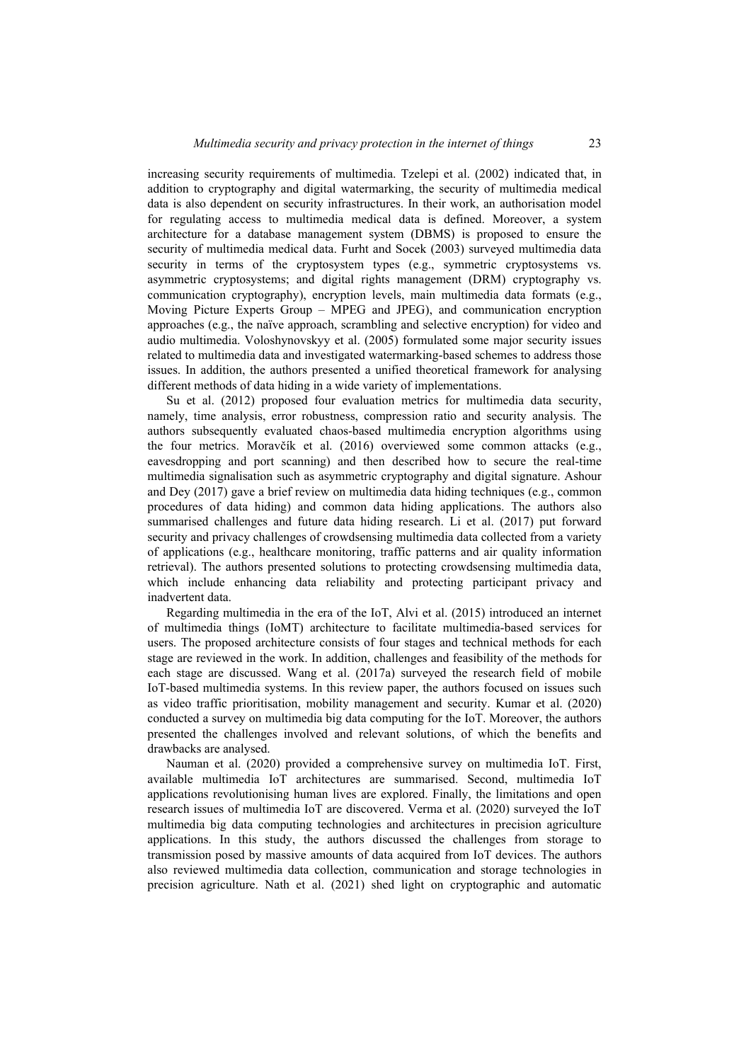increasing security requirements of multimedia. Tzelepi et al. (2002) indicated that, in addition to cryptography and digital watermarking, the security of multimedia medical data is also dependent on security infrastructures. In their work, an authorisation model for regulating access to multimedia medical data is defined. Moreover, a system architecture for a database management system (DBMS) is proposed to ensure the security of multimedia medical data. Furht and Socek (2003) surveyed multimedia data security in terms of the cryptosystem types (e.g., symmetric cryptosystems vs. asymmetric cryptosystems; and digital rights management (DRM) cryptography vs. communication cryptography), encryption levels, main multimedia data formats (e.g., Moving Picture Experts Group – MPEG and JPEG), and communication encryption approaches (e.g., the naïve approach, scrambling and selective encryption) for video and audio multimedia. Voloshynovskyy et al. (2005) formulated some major security issues related to multimedia data and investigated watermarking-based schemes to address those issues. In addition, the authors presented a unified theoretical framework for analysing different methods of data hiding in a wide variety of implementations.

Su et al. (2012) proposed four evaluation metrics for multimedia data security, namely, time analysis, error robustness, compression ratio and security analysis. The authors subsequently evaluated chaos-based multimedia encryption algorithms using the four metrics. Moravčík et al. (2016) overviewed some common attacks (e.g., eavesdropping and port scanning) and then described how to secure the real-time multimedia signalisation such as asymmetric cryptography and digital signature. Ashour and Dey (2017) gave a brief review on multimedia data hiding techniques (e.g., common procedures of data hiding) and common data hiding applications. The authors also summarised challenges and future data hiding research. Li et al. (2017) put forward security and privacy challenges of crowdsensing multimedia data collected from a variety of applications (e.g., healthcare monitoring, traffic patterns and air quality information retrieval). The authors presented solutions to protecting crowdsensing multimedia data, which include enhancing data reliability and protecting participant privacy and inadvertent data.

Regarding multimedia in the era of the IoT, Alvi et al. (2015) introduced an internet of multimedia things (IoMT) architecture to facilitate multimedia-based services for users. The proposed architecture consists of four stages and technical methods for each stage are reviewed in the work. In addition, challenges and feasibility of the methods for each stage are discussed. Wang et al. (2017a) surveyed the research field of mobile IoT-based multimedia systems. In this review paper, the authors focused on issues such as video traffic prioritisation, mobility management and security. Kumar et al. (2020) conducted a survey on multimedia big data computing for the IoT. Moreover, the authors presented the challenges involved and relevant solutions, of which the benefits and drawbacks are analysed.

Nauman et al. (2020) provided a comprehensive survey on multimedia IoT. First, available multimedia IoT architectures are summarised. Second, multimedia IoT applications revolutionising human lives are explored. Finally, the limitations and open research issues of multimedia IoT are discovered. Verma et al. (2020) surveyed the IoT multimedia big data computing technologies and architectures in precision agriculture applications. In this study, the authors discussed the challenges from storage to transmission posed by massive amounts of data acquired from IoT devices. The authors also reviewed multimedia data collection, communication and storage technologies in precision agriculture. Nath et al. (2021) shed light on cryptographic and automatic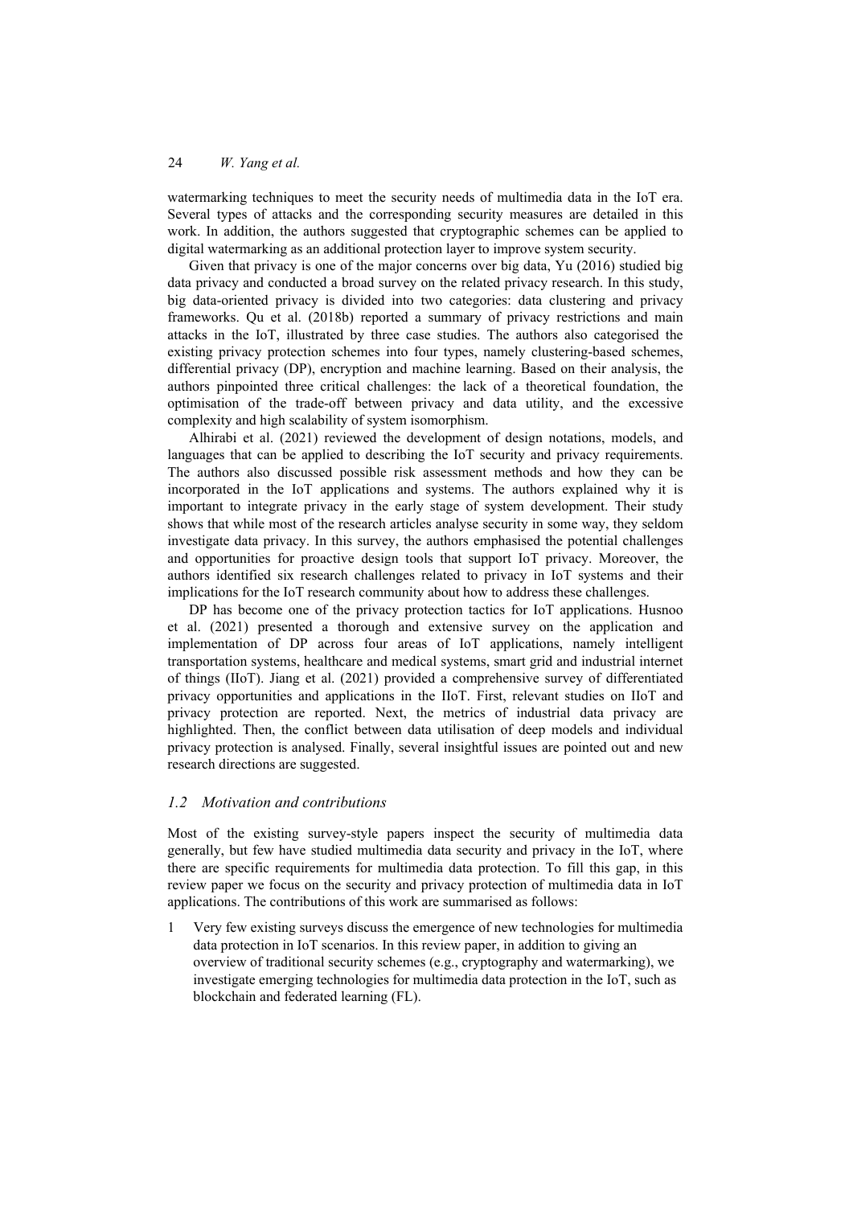watermarking techniques to meet the security needs of multimedia data in the IoT era. Several types of attacks and the corresponding security measures are detailed in this work. In addition, the authors suggested that cryptographic schemes can be applied to digital watermarking as an additional protection layer to improve system security.

Given that privacy is one of the major concerns over big data, Yu (2016) studied big data privacy and conducted a broad survey on the related privacy research. In this study, big data-oriented privacy is divided into two categories: data clustering and privacy frameworks. Qu et al. (2018b) reported a summary of privacy restrictions and main attacks in the IoT, illustrated by three case studies. The authors also categorised the existing privacy protection schemes into four types, namely clustering-based schemes, differential privacy (DP), encryption and machine learning. Based on their analysis, the authors pinpointed three critical challenges: the lack of a theoretical foundation, the optimisation of the trade-off between privacy and data utility, and the excessive complexity and high scalability of system isomorphism.

Alhirabi et al. (2021) reviewed the development of design notations, models, and languages that can be applied to describing the IoT security and privacy requirements. The authors also discussed possible risk assessment methods and how they can be incorporated in the IoT applications and systems. The authors explained why it is important to integrate privacy in the early stage of system development. Their study shows that while most of the research articles analyse security in some way, they seldom investigate data privacy. In this survey, the authors emphasised the potential challenges and opportunities for proactive design tools that support IoT privacy. Moreover, the authors identified six research challenges related to privacy in IoT systems and their implications for the IoT research community about how to address these challenges.

DP has become one of the privacy protection tactics for IoT applications. Husnoo et al. (2021) presented a thorough and extensive survey on the application and implementation of DP across four areas of IoT applications, namely intelligent transportation systems, healthcare and medical systems, smart grid and industrial internet of things (IIoT). Jiang et al. (2021) provided a comprehensive survey of differentiated privacy opportunities and applications in the IIoT. First, relevant studies on IIoT and privacy protection are reported. Next, the metrics of industrial data privacy are highlighted. Then, the conflict between data utilisation of deep models and individual privacy protection is analysed. Finally, several insightful issues are pointed out and new research directions are suggested.

### *1.2 Motivation and contributions*

Most of the existing survey-style papers inspect the security of multimedia data generally, but few have studied multimedia data security and privacy in the IoT, where there are specific requirements for multimedia data protection. To fill this gap, in this review paper we focus on the security and privacy protection of multimedia data in IoT applications. The contributions of this work are summarised as follows:

1. Very few existing surveys discuss the emergence of new technologies for multimedia data protection in IoT scenarios. In this review paper, in addition to giving an overview of traditional security schemes (e.g., cryptography and watermarking), we investigate emerging technologies for multimedia data protection in the IoT, such as blockchain and federated learning (FL).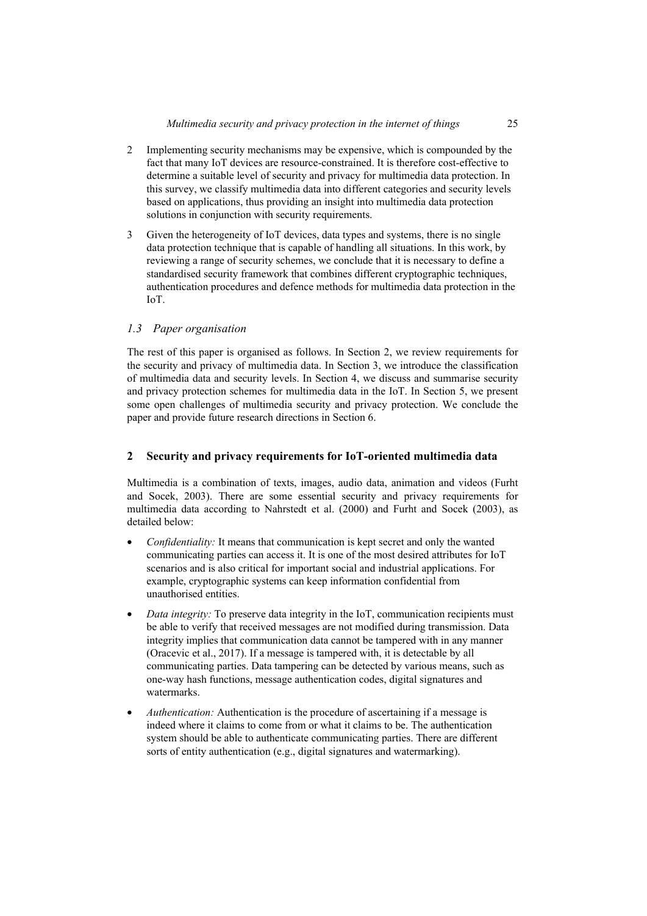2 Implementing security mechanisms may be expensive, which is compounded by the fact that many IoT devices are resource-constrained. It is therefore cost-effective to determine a suitable level of security and privacy for multimedia data protection. In this survey, we classify multimedia data into different categories and security levels based on applications, thus providing an insight into multimedia data protection solutions in conjunction with security requirements.

3 Given the heterogeneity of IoT devices, data types and systems, there is no single data protection technique that is capable of handling all situations. In this work, by reviewing a range of security schemes, we conclude that it is necessary to define a standardised security framework that combines different cryptographic techniques, authentication procedures and defence methods for multimedia data protection in the IoT.

### *1.3 Paper organisation*

The rest of this paper is organised as follows. In Section 2, we review requirements for the security and privacy of multimedia data. In Section 3, we introduce the classification of multimedia data and security levels. In Section 4, we discuss and summarise security and privacy protection schemes for multimedia data in the IoT. In Section 5, we present some open challenges of multimedia security and privacy protection. We conclude the paper and provide future research directions in Section 6.

## 2 Security and privacy requirements for IoT-oriented multimedia data

Multimedia is a combination of texts, images, audio data, animation and videos (Furht and Socek, 2003). There are some essential security and privacy requirements for multimedia data according to Nahrstedt et al. (2000) and Furht and Socek (2003), as detailed below:

- *Confidentiality:* It means that communication is kept secret and only the wanted communicating parties can access it. It is one of the most desired attributes for IoT scenarios and is also critical for important social and industrial applications. For example, cryptographic systems can keep information confidential from unauthorised entities.
- *Data integrity:* To preserve data integrity in the IoT, communication recipients must be able to verify that received messages are not modified during transmission. Data integrity implies that communication data cannot be tampered with in any manner (Oracevic et al., 2017). If a message is tampered with, it is detectable by all communicating parties. Data tampering can be detected by various means, such as one-way hash functions, message authentication codes, digital signatures and watermarks.
- *Authentication:* Authentication is the procedure of ascertaining if a message is indeed where it claims to come from or what it claims to be. The authentication system should be able to authenticate communicating parties. There are different sorts of entity authentication (e.g., digital signatures and watermarking).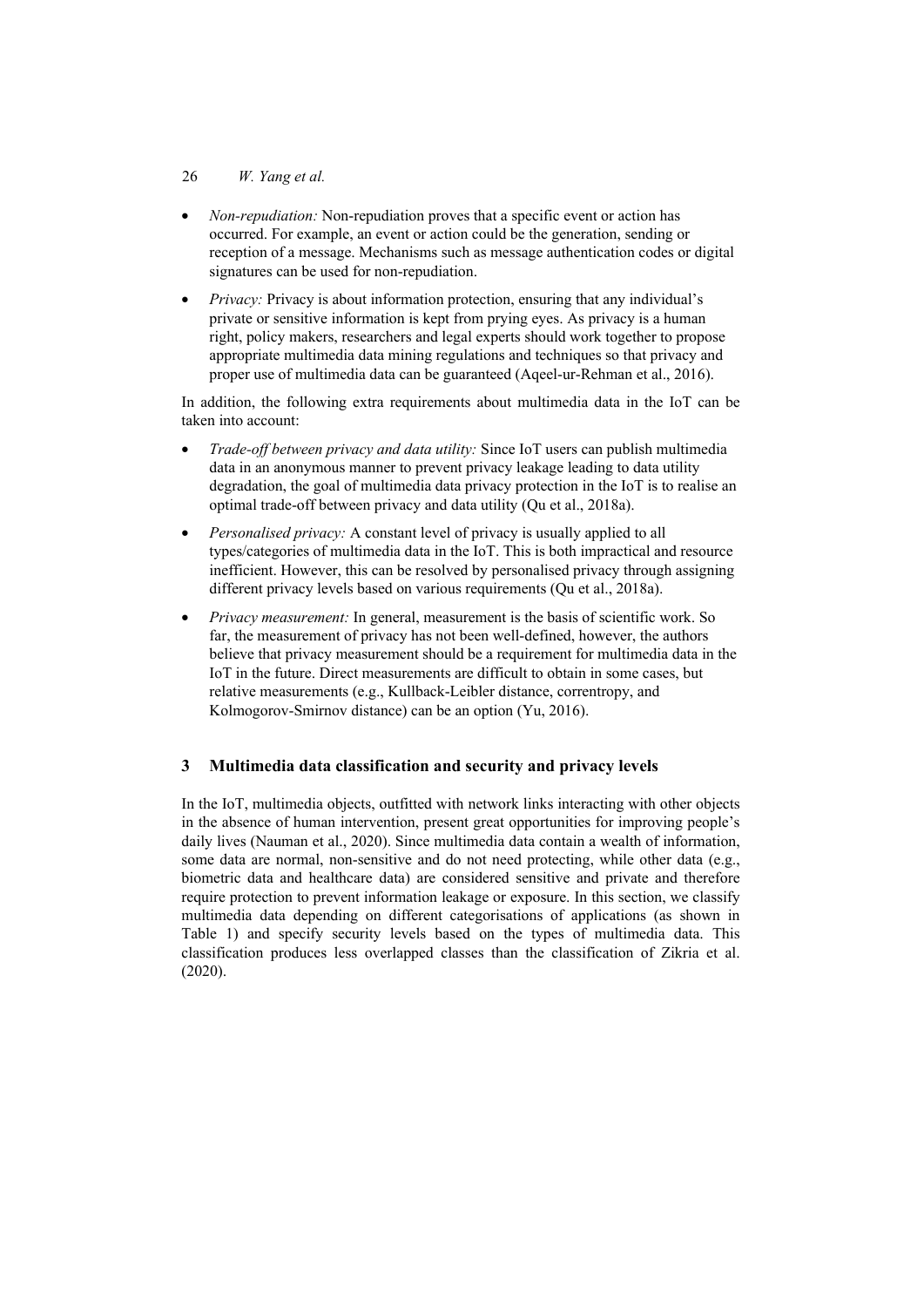- *Non-repudiation:* Non-repudiation proves that a specific event or action has occurred. For example, an event or action could be the generation, sending or reception of a message. Mechanisms such as message authentication codes or digital signatures can be used for non-repudiation.
- *Privacy:* Privacy is about information protection, ensuring that any individual's private or sensitive information is kept from prying eyes. As privacy is a human right, policy makers, researchers and legal experts should work together to propose appropriate multimedia data mining regulations and techniques so that privacy and proper use of multimedia data can be guaranteed (Aqeel-ur-Rehman et al., 2016).

In addition, the following extra requirements about multimedia data in the IoT can be taken into account:

- *Trade-off between privacy and data utility:* Since IoT users can publish multimedia data in an anonymous manner to prevent privacy leakage leading to data utility degradation, the goal of multimedia data privacy protection in the IoT is to realise an optimal trade-off between privacy and data utility (Qu et al., 2018a).
- *Personalised privacy:* A constant level of privacy is usually applied to all types/categories of multimedia data in the IoT. This is both impractical and resource inefficient. However, this can be resolved by personalised privacy through assigning different privacy levels based on various requirements (Qu et al., 2018a).
- *Privacy measurement:* In general, measurement is the basis of scientific work. So far, the measurement of privacy has not been well-defined, however, the authors believe that privacy measurement should be a requirement for multimedia data in the IoT in the future. Direct measurements are difficult to obtain in some cases, but relative measurements (e.g., Kullback-Leibler distance, correntropy, and Kolmogorov-Smirnov distance) can be an option (Yu, 2016).

## 3 Multimedia data classification and security and privacy levels

In the IoT, multimedia objects, outfitted with network links interacting with other objects in the absence of human intervention, present great opportunities for improving people's daily lives (Nauman et al., 2020). Since multimedia data contain a wealth of information, some data are normal, non-sensitive and do not need protecting, while other data (e.g., biometric data and healthcare data) are considered sensitive and private and therefore require protection to prevent information leakage or exposure. In this section, we classify multimedia data depending on different categorisations of applications (as shown in Table 1) and specify security levels based on the types of multimedia data. This classification produces less overlapped classes than the classification of Zikria et al. (2020).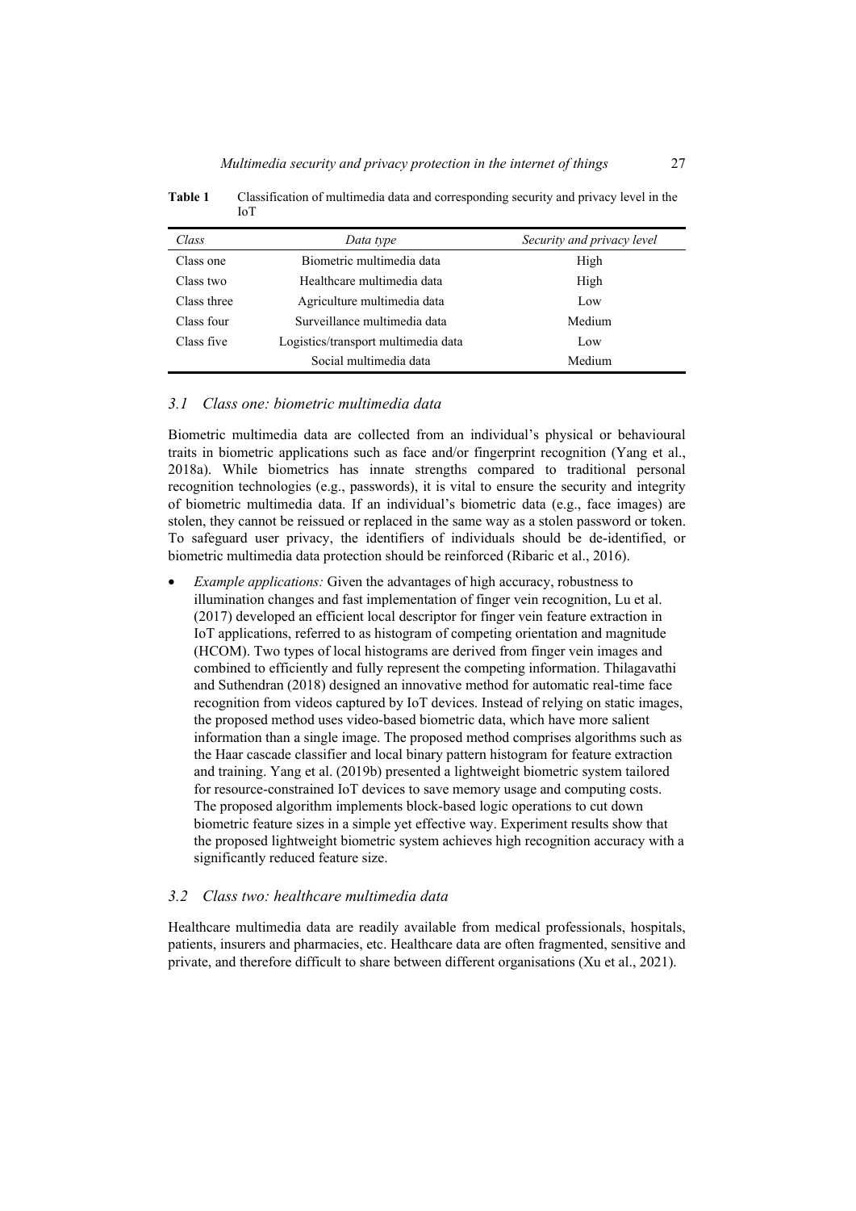**Table 1** Classification of multimedia data and corresponding security and privacy level in the IoT

| *Class* | *Data type* | *Security and privacy level* |
|---|---|---|
| Class one | Biometric multimedia data | High |
| Class two | Healthcare multimedia data | High |
| Class three | Agriculture multimedia data | Low |
| Class four | Surveillance multimedia data | Medium |
| Class five | Logistics/transport multimedia data | Low |
| | Social multimedia data | Medium |

### *3.1 Class one: biometric multimedia data*

Biometric multimedia data are collected from an individual's physical or behavioural traits in biometric applications such as face and/or fingerprint recognition (Yang et al., 2018a). While biometrics has innate strengths compared to traditional personal recognition technologies (e.g., passwords), it is vital to ensure the security and integrity of biometric multimedia data. If an individual's biometric data (e.g., face images) are stolen, they cannot be reissued or replaced in the same way as a stolen password or token. To safeguard user privacy, the identifiers of individuals should be de-identified, or biometric multimedia data protection should be reinforced (Ribaric et al., 2016).

- *Example applications:* Given the advantages of high accuracy, robustness to illumination changes and fast implementation of finger vein recognition, Lu et al. (2017) developed an efficient local descriptor for finger vein feature extraction in IoT applications, referred to as histogram of competing orientation and magnitude (HCOM). Two types of local histograms are derived from finger vein images and combined to efficiently and fully represent the competing information. Thilagavathi and Suthendran (2018) designed an innovative method for automatic real-time face recognition from videos captured by IoT devices. Instead of relying on static images, the proposed method uses video-based biometric data, which have more salient information than a single image. The proposed method comprises algorithms such as the Haar cascade classifier and local binary pattern histogram for feature extraction and training. Yang et al. (2019b) presented a lightweight biometric system tailored for resource-constrained IoT devices to save memory usage and computing costs. The proposed algorithm implements block-based logic operations to cut down biometric feature sizes in a simple yet effective way. Experiment results show that the proposed lightweight biometric system achieves high recognition accuracy with a significantly reduced feature size.

### *3.2 Class two: healthcare multimedia data*

Healthcare multimedia data are readily available from medical professionals, hospitals, patients, insurers and pharmacies, etc. Healthcare data are often fragmented, sensitive and private, and therefore difficult to share between different organisations (Xu et al., 2021).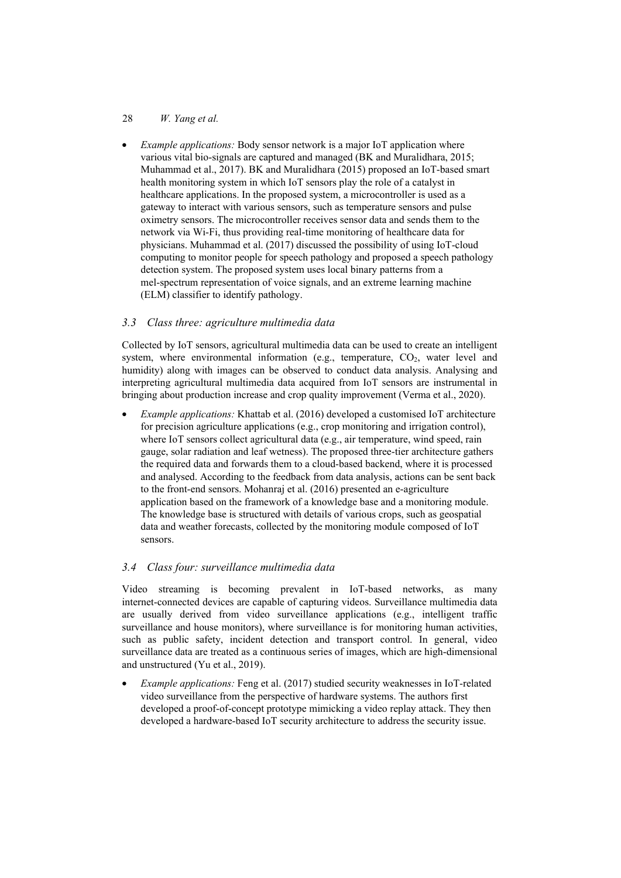- *Example applications:* Body sensor network is a major IoT application where various vital bio-signals are captured and managed (BK and Muralidhara, 2015; Muhammad et al., 2017). BK and Muralidhara (2015) proposed an IoT-based smart health monitoring system in which IoT sensors play the role of a catalyst in healthcare applications. In the proposed system, a microcontroller is used as a gateway to interact with various sensors, such as temperature sensors and pulse oximetry sensors. The microcontroller receives sensor data and sends them to the network via Wi-Fi, thus providing real-time monitoring of healthcare data for physicians. Muhammad et al. (2017) discussed the possibility of using IoT-cloud computing to monitor people for speech pathology and proposed a speech pathology detection system. The proposed system uses local binary patterns from a mel-spectrum representation of voice signals, and an extreme learning machine (ELM) classifier to identify pathology.

### *3.3 Class three: agriculture multimedia data*

Collected by IoT sensors, agricultural multimedia data can be used to create an intelligent system, where environmental information (e.g., temperature, $CO_2$, water level and humidity) along with images can be observed to conduct data analysis. Analysing and interpreting agricultural multimedia data acquired from IoT sensors are instrumental in bringing about production increase and crop quality improvement (Verma et al., 2020).

- *Example applications:* Khattab et al. (2016) developed a customised IoT architecture for precision agriculture applications (e.g., crop monitoring and irrigation control), where IoT sensors collect agricultural data (e.g., air temperature, wind speed, rain gauge, solar radiation and leaf wetness). The proposed three-tier architecture gathers the required data and forwards them to a cloud-based backend, where it is processed and analysed. According to the feedback from data analysis, actions can be sent back to the front-end sensors. Mohanraj et al. (2016) presented an e-agriculture application based on the framework of a knowledge base and a monitoring module. The knowledge base is structured with details of various crops, such as geospatial data and weather forecasts, collected by the monitoring module composed of IoT sensors.

### *3.4 Class four: surveillance multimedia data*

Video streaming is becoming prevalent in IoT-based networks, as many internet-connected devices are capable of capturing videos. Surveillance multimedia data are usually derived from video surveillance applications (e.g., intelligent traffic surveillance and house monitors), where surveillance is for monitoring human activities, such as public safety, incident detection and transport control. In general, video surveillance data are treated as a continuous series of images, which are high-dimensional and unstructured (Yu et al., 2019).

- *Example applications:* Feng et al. (2017) studied security weaknesses in IoT-related video surveillance from the perspective of hardware systems. The authors first developed a proof-of-concept prototype mimicking a video replay attack. They then developed a hardware-based IoT security architecture to address the security issue.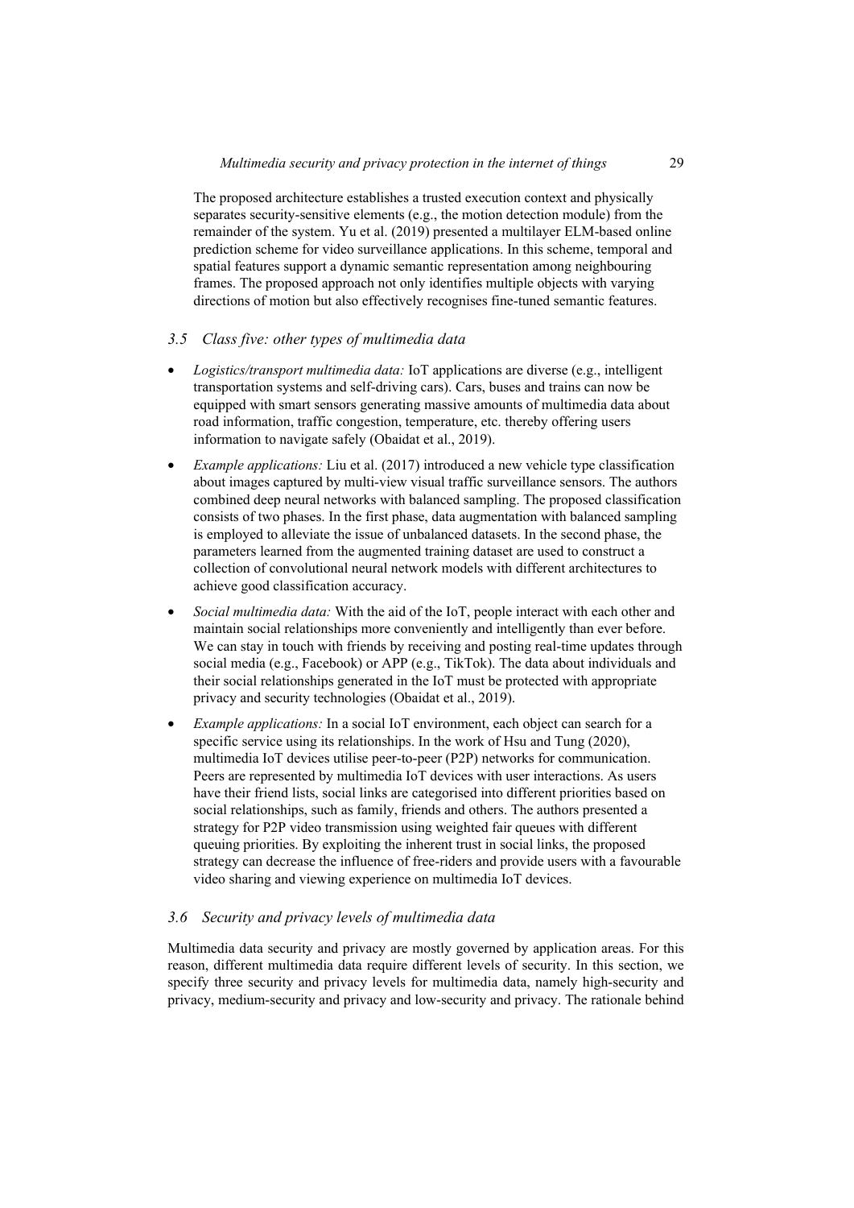The proposed architecture establishes a trusted execution context and physically separates security-sensitive elements (e.g., the motion detection module) from the remainder of the system. Yu et al. (2019) presented a multilayer ELM-based online prediction scheme for video surveillance applications. In this scheme, temporal and spatial features support a dynamic semantic representation among neighbouring frames. The proposed approach not only identifies multiple objects with varying directions of motion but also effectively recognises fine-tuned semantic features.

### *3.5 Class five: other types of multimedia data*

- *Logistics/transport multimedia data:* IoT applications are diverse (e.g., intelligent transportation systems and self-driving cars). Cars, buses and trains can now be equipped with smart sensors generating massive amounts of multimedia data about road information, traffic congestion, temperature, etc. thereby offering users information to navigate safely (Obaidat et al., 2019).
- *Example applications:* Liu et al. (2017) introduced a new vehicle type classification about images captured by multi-view visual traffic surveillance sensors. The authors combined deep neural networks with balanced sampling. The proposed classification consists of two phases. In the first phase, data augmentation with balanced sampling is employed to alleviate the issue of unbalanced datasets. In the second phase, the parameters learned from the augmented training dataset are used to construct a collection of convolutional neural network models with different architectures to achieve good classification accuracy.
- *Social multimedia data:* With the aid of the IoT, people interact with each other and maintain social relationships more conveniently and intelligently than ever before. We can stay in touch with friends by receiving and posting real-time updates through social media (e.g., Facebook) or APP (e.g., TikTok). The data about individuals and their social relationships generated in the IoT must be protected with appropriate privacy and security technologies (Obaidat et al., 2019).
- *Example applications:* In a social IoT environment, each object can search for a specific service using its relationships. In the work of Hsu and Tung (2020), multimedia IoT devices utilise peer-to-peer (P2P) networks for communication. Peers are represented by multimedia IoT devices with user interactions. As users have their friend lists, social links are categorised into different priorities based on social relationships, such as family, friends and others. The authors presented a strategy for P2P video transmission using weighted fair queues with different queuing priorities. By exploiting the inherent trust in social links, the proposed strategy can decrease the influence of free-riders and provide users with a favourable video sharing and viewing experience on multimedia IoT devices.

### *3.6 Security and privacy levels of multimedia data*

Multimedia data security and privacy are mostly governed by application areas. For this reason, different multimedia data require different levels of security. In this section, we specify three security and privacy levels for multimedia data, namely high-security and privacy, medium-security and privacy and low-security and privacy. The rationale behind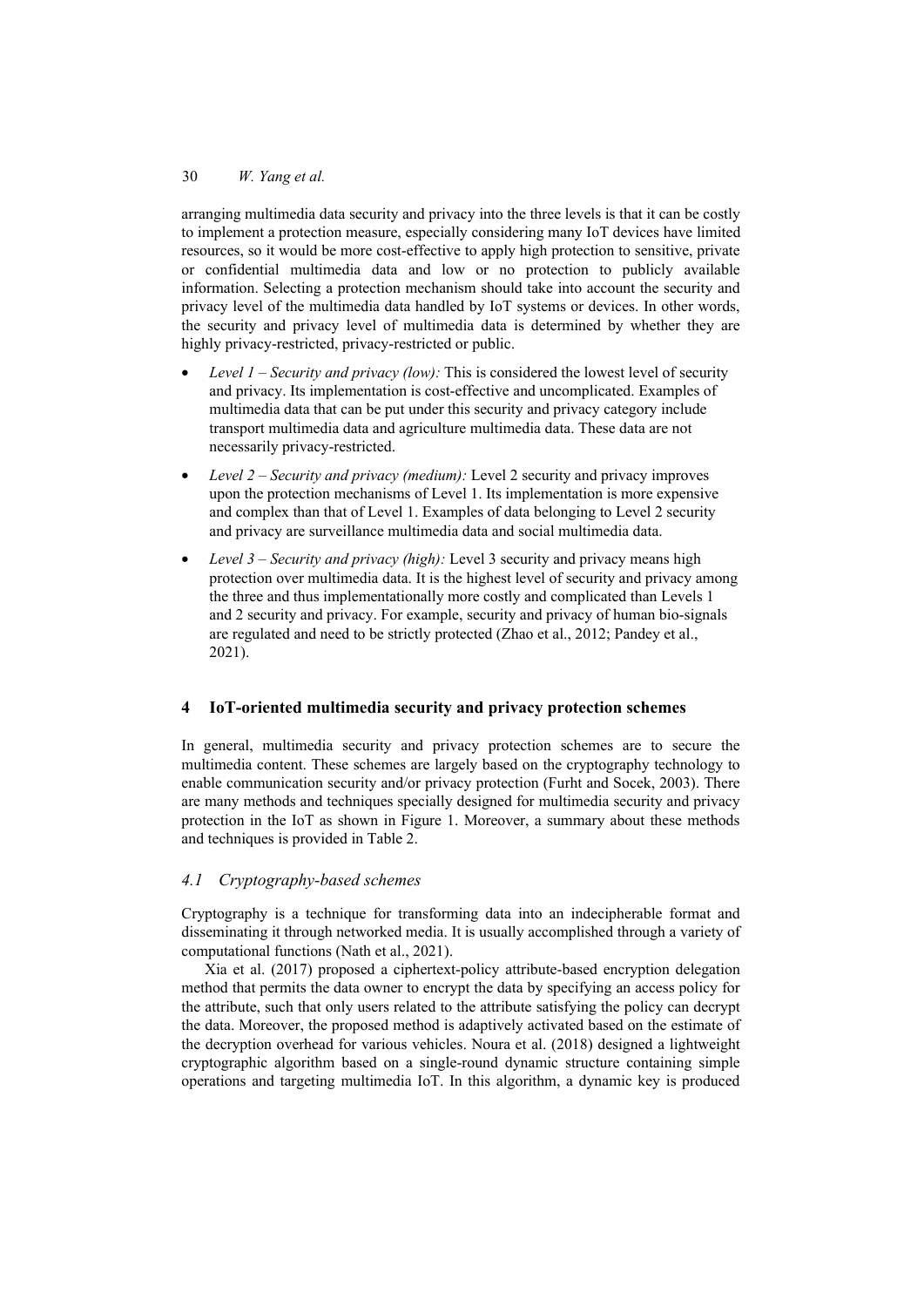arranging multimedia data security and privacy into the three levels is that it can be costly to implement a protection measure, especially considering many IoT devices have limited resources, so it would be more cost-effective to apply high protection to sensitive, private or confidential multimedia data and low or no protection to publicly available information. Selecting a protection mechanism should take into account the security and privacy level of the multimedia data handled by IoT systems or devices. In other words, the security and privacy level of multimedia data is determined by whether they are highly privacy-restricted, privacy-restricted or public.

- *Level 1 – Security and privacy (low):* This is considered the lowest level of security and privacy. Its implementation is cost-effective and uncomplicated. Examples of multimedia data that can be put under this security and privacy category include transport multimedia data and agriculture multimedia data. These data are not necessarily privacy-restricted.
- *Level 2 – Security and privacy (medium):* Level 2 security and privacy improves upon the protection mechanisms of Level 1. Its implementation is more expensive and complex than that of Level 1. Examples of data belonging to Level 2 security and privacy are surveillance multimedia data and social multimedia data.
- *Level 3 – Security and privacy (high):* Level 3 security and privacy means high protection over multimedia data. It is the highest level of security and privacy among the three and thus implementationally more costly and complicated than Levels 1 and 2 security and privacy. For example, security and privacy of human bio-signals are regulated and need to be strictly protected (Zhao et al., 2012; Pandey et al., 2021).

## 4 IoT-oriented multimedia security and privacy protection schemes

In general, multimedia security and privacy protection schemes are to secure the multimedia content. These schemes are largely based on the cryptography technology to enable communication security and/or privacy protection (Furht and Socek, 2003). There are many methods and techniques specially designed for multimedia security and privacy protection in the IoT as shown in Figure 1. Moreover, a summary about these methods and techniques is provided in Table 2.

### *4.1 Cryptography-based schemes*

Cryptography is a technique for transforming data into an indecipherable format and disseminating it through networked media. It is usually accomplished through a variety of computational functions (Nath et al., 2021).

Xia et al. (2017) proposed a ciphertext-policy attribute-based encryption delegation method that permits the data owner to encrypt the data by specifying an access policy for the attribute, such that only users related to the attribute satisfying the policy can decrypt the data. Moreover, the proposed method is adaptively activated based on the estimate of the decryption overhead for various vehicles. Noura et al. (2018) designed a lightweight cryptographic algorithm based on a single-round dynamic structure containing simple operations and targeting multimedia IoT. In this algorithm, a dynamic key is produced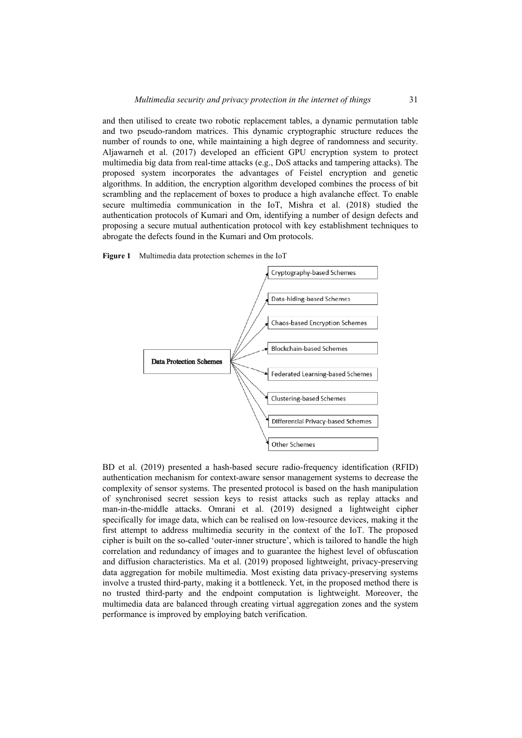and then utilised to create two robotic replacement tables, a dynamic permutation table and two pseudo-random matrices. This dynamic cryptographic structure reduces the number of rounds to one, while maintaining a high degree of randomness and security. Aljawarneh et al. (2017) developed an efficient GPU encryption system to protect multimedia big data from real-time attacks (e.g., DoS attacks and tampering attacks). The proposed system incorporates the advantages of Feistel encryption and genetic algorithms. In addition, the encryption algorithm developed combines the process of bit scrambling and the replacement of boxes to produce a high avalanche effect. To enable secure multimedia communication in the IoT, Mishra et al. (2018) studied the authentication protocols of Kumari and Om, identifying a number of design defects and proposing a secure mutual authentication protocol with key establishment techniques to abrogate the defects found in the Kumari and Om protocols.

**Figure 1** Multimedia data protection schemes in the IoT

Data Protection Schemes
- Cryptography-based Schemes
- Data-hiding-based Schemes
- Chaos-based Encryption Schemes
- Blockchain-based Schemes
- Federated Learning-based Schemes
- Clustering-based Schemes
- Differential Privacy-based Schemes
- Other Schemes

BD et al. (2019) presented a hash-based secure radio-frequency identification (RFID) authentication mechanism for context-aware sensor management systems to decrease the complexity of sensor systems. The presented protocol is based on the hash manipulation of synchronised secret session keys to resist attacks such as replay attacks and man-in-the-middle attacks. Omrani et al. (2019) designed a lightweight cipher specifically for image data, which can be realised on low-resource devices, making it the first attempt to address multimedia security in the context of the IoT. The proposed cipher is built on the so-called 'outer-inner structure', which is tailored to handle the high correlation and redundancy of images and to guarantee the highest level of obfuscation and diffusion characteristics. Ma et al. (2019) proposed lightweight, privacy-preserving data aggregation for mobile multimedia. Most existing data privacy-preserving systems involve a trusted third-party, making it a bottleneck. Yet, in the proposed method there is no trusted third-party and the endpoint computation is lightweight. Moreover, the multimedia data are balanced through creating virtual aggregation zones and the system performance is improved by employing batch verification.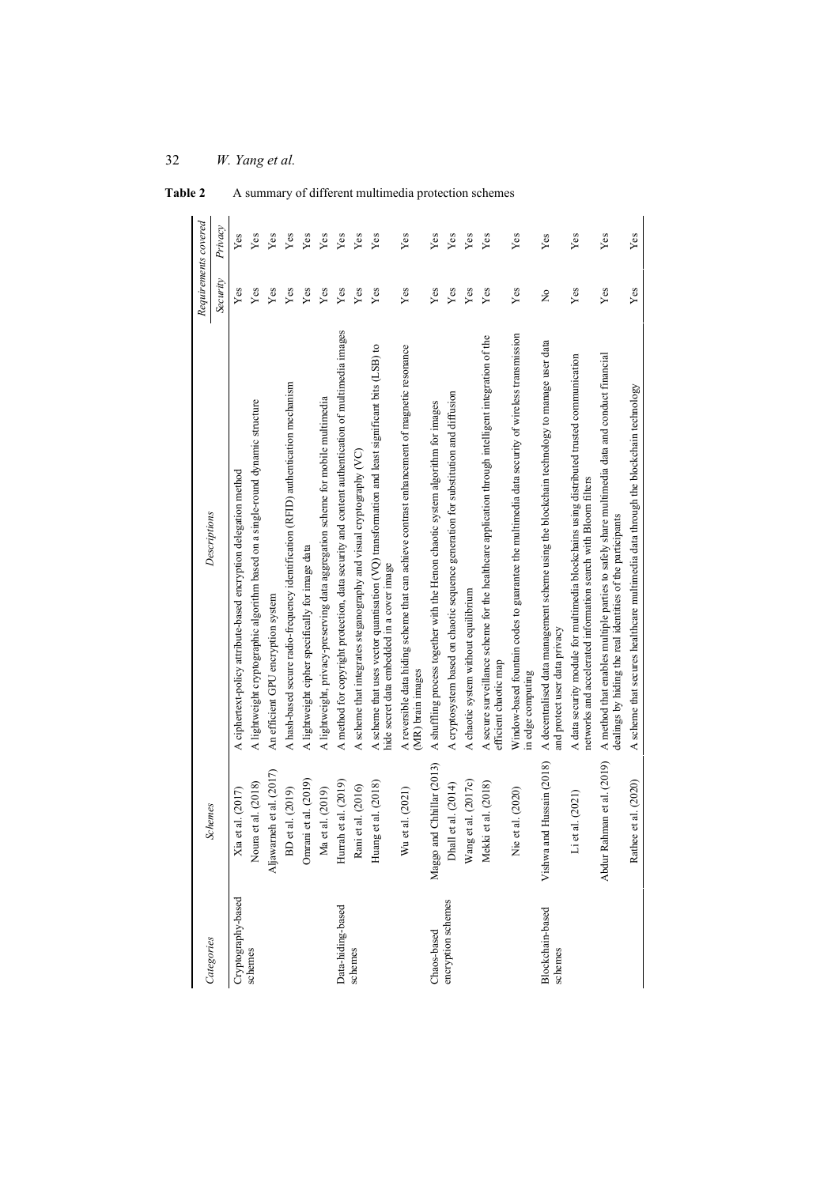**Table 2** A summary of different multimedia protection schemes

| Categories | Schemes | Descriptions | Requirements covered | |
|---|---|---|---|---|
| | | | Security | Privacy |
| Cryptography-based schemes | Xia et al. (2017) | A ciphertext-policy attribute-based encryption delegation method | Yes | Yes |
| | Noura et al. (2018) | A lightweight cryptographic algorithm based on a single-round dynamic structure | Yes | Yes |
| | Aljawarneh et al. (2017) | An efficient GPU encryption system | Yes | Yes |
| | BD et al. (2019) | A hash-based secure radio-frequency identification (RFID) authentication mechanism | Yes | Yes |
| | Omrani et al. (2019) | A lightweight cipher specifically for image data | Yes | Yes |
| | Ma et al. (2019) | A lightweight, privacy-preserving data aggregation scheme for mobile multimedia | Yes | Yes |
| Data-hiding-based schemes | Hurrah et al. (2019) | A method for copyright protection, data security and content authentication of multimedia images | Yes | Yes |
| | Rani et al. (2016) | A scheme that integrates steganography and visual cryptography (VC) | Yes | Yes |
| | Huang et al. (2018) | A scheme that uses vector quantisation (VQ) transformation and least significant bits (LSB) to hide secret data embedded in a cover image | Yes | Yes |
| | Wu et al. (2021) | A reversible data hiding scheme that can achieve contrast enhancement of magnetic resonance (MR) brain images | Yes | Yes |
| Chaos-based encryption schemes | Maggo and Chhillar (2013) | A shuffling process together with the Henon chaotic system algorithm for images | Yes | Yes |
| | Dhall et al. (2014) | A cryptosystem based on chaotic sequence generation for substitution and diffusion | Yes | Yes |
| | Wang et al. (2017c) | A chaotic system without equilibrium | Yes | Yes |
| | Mekki et al. (2018) | A secure surveillance scheme for the healthcare application through intelligent integration of the efficient chaotic map | Yes | Yes |
| | Nie et al. (2020) | Window-based fountain codes to guarantee the multimedia data security of wireless transmission in edge computing | Yes | Yes |
| Blockchain-based schemes | Vishwa and Hussain (2018) | A decentralised data management scheme using the blockchain technology to manage user data and protect user data privacy | No | Yes |
| | Li et al. (2021) | A data security module for multimedia blockchains using distributed trusted communication networks and accelerated information search with Bloom filters | Yes | Yes |
| | Abdur Rahman et al. (2019) | A method that enables multiple parties to safely share multimedia data and conduct financial dealings by hiding the real identities of the participants | Yes | Yes |
| | Rathee et al. (2020) | A scheme that secures healthcare multimedia data through the blockchain technology | Yes | Yes |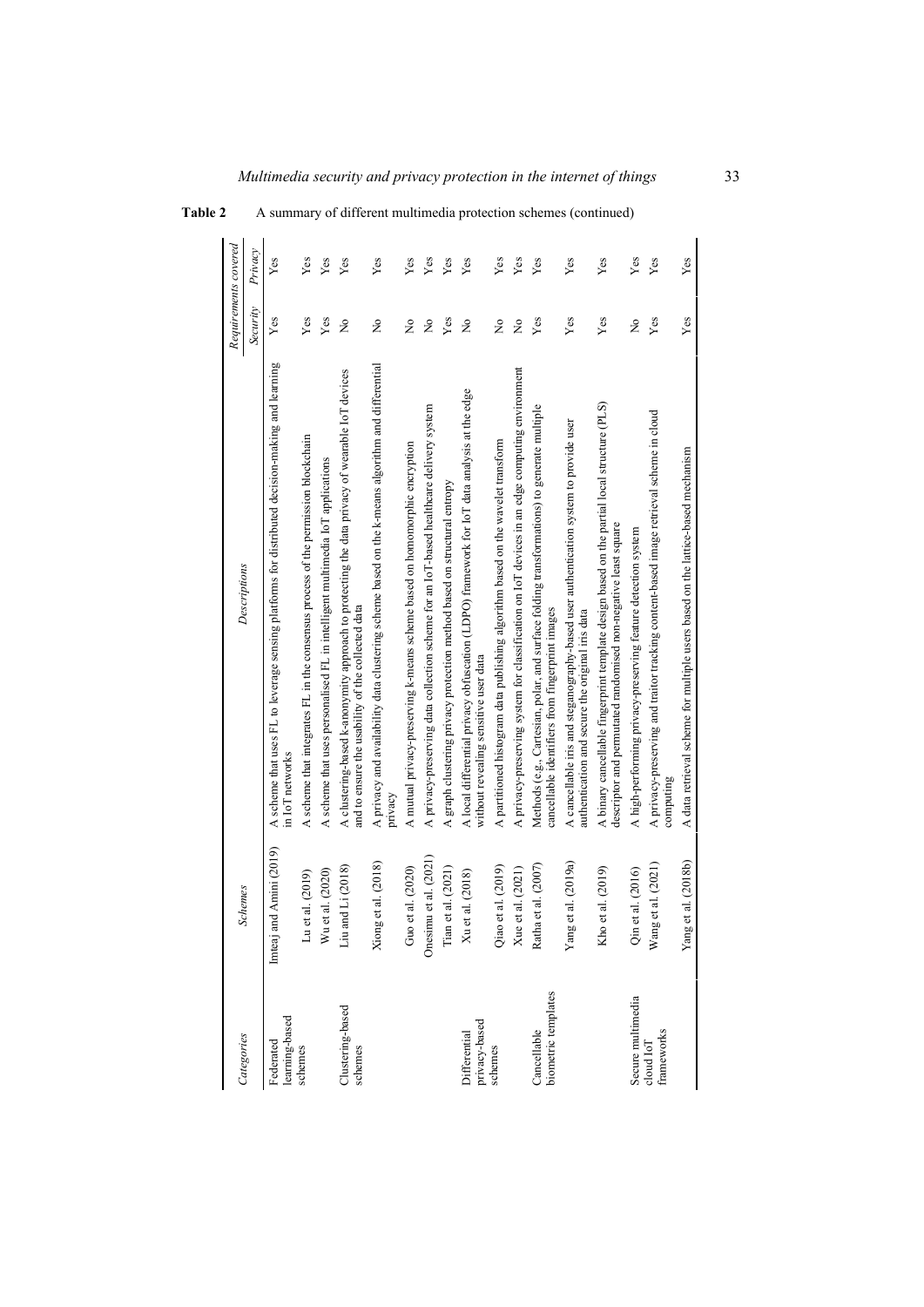**Table 2** A summary of different multimedia protection schemes (continued)

| Categories | Schemes | Descriptions | Requirements covered | |
|---|---|---|---|---|
| | | | Security | Privacy |
| Federated learning-based schemes | Imteaj and Amini (2019) | A scheme that uses FL to leverage sensing platforms for distributed decision-making and learning in IoT networks | Yes | Yes |
| | Lu et al. (2019) | A scheme that integrates FL in the consensus process of the permission blockchain | Yes | Yes |
| | Wu et al. (2020) | A scheme that uses personalised FL in intelligent multimedia IoT applications | Yes | Yes |
| Clustering-based schemes | Liu and Li (2018) | A clustering-based k-anonymity approach to protecting the data privacy of wearable IoT devices and to ensure the usability of the collected data | No | Yes |
| | Xiong et al. (2018) | A privacy and availability data clustering scheme based on the k-means algorithm and differential privacy | No | Yes |
| | Guo et al. (2020) | A mutual privacy-preserving k-means scheme based on homomorphic encryption | No | Yes |
| | Onesimu et al. (2021) | A privacy-preserving data collection scheme for an IoT-based healthcare delivery system | No | Yes |
| | Tian et al. (2021) | A graph clustering privacy protection method based on structural entropy | Yes | Yes |
| Differential privacy-based schemes | Xu et al. (2018) | A local differential privacy obfuscation (LDPO) framework for IoT data analysis at the edge without revealing sensitive user data | No | Yes |
| | Qiao et al. (2019) | A partitioned histogram data publishing algorithm based on the wavelet transform | No | Yes |
| | Xue et al. (2021) | A privacy-preserving system for classification on IoT devices in an edge computing environment | No | Yes |
| Cancellable biometric templates | Ratha et al. (2007) | Methods (e.g., Cartesian, polar, and surface folding transformations) to generate multiple cancellable identifiers from fingerprint images | Yes | Yes |
| | Yang et al. (2019a) | A cancellable iris and steganography-based user authentication system to provide user authentication and secure the original iris data | Yes | Yes |
| | Kho et al. (2019) | A binary cancellable fingerprint template design based on the partial local structure (PLS) descriptor and permutated randomised non-negative least square | Yes | Yes |
| Secure multimedia cloud IoT frameworks | Qin et al. (2016) | A high-performing privacy-preserving feature detection system | No | Yes |
| | Wang et al. (2021) | A privacy-preserving and traitor tracking content-based image retrieval scheme in cloud computing | Yes | Yes |
| | Yang et al. (2018b) | A data retrieval scheme for multiple users based on the lattice-based mechanism | Yes | Yes |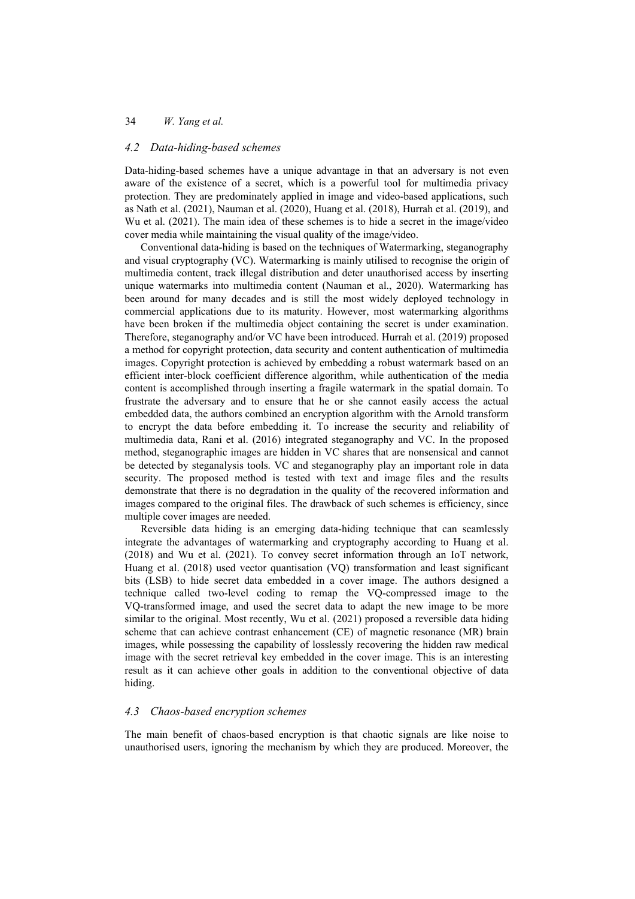### *4.2 Data-hiding-based schemes*

Data-hiding-based schemes have a unique advantage in that an adversary is not even aware of the existence of a secret, which is a powerful tool for multimedia privacy protection. They are predominately applied in image and video-based applications, such as Nath et al. (2021), Nauman et al. (2020), Huang et al. (2018), Hurrah et al. (2019), and Wu et al. (2021). The main idea of these schemes is to hide a secret in the image/video cover media while maintaining the visual quality of the image/video.

Conventional data-hiding is based on the techniques of Watermarking, steganography and visual cryptography (VC). Watermarking is mainly utilised to recognise the origin of multimedia content, track illegal distribution and deter unauthorised access by inserting unique watermarks into multimedia content (Nauman et al., 2020). Watermarking has been around for many decades and is still the most widely deployed technology in commercial applications due to its maturity. However, most watermarking algorithms have been broken if the multimedia object containing the secret is under examination. Therefore, steganography and/or VC have been introduced. Hurrah et al. (2019) proposed a method for copyright protection, data security and content authentication of multimedia images. Copyright protection is achieved by embedding a robust watermark based on an efficient inter-block coefficient difference algorithm, while authentication of the media content is accomplished through inserting a fragile watermark in the spatial domain. To frustrate the adversary and to ensure that he or she cannot easily access the actual embedded data, the authors combined an encryption algorithm with the Arnold transform to encrypt the data before embedding it. To increase the security and reliability of multimedia data, Rani et al. (2016) integrated steganography and VC. In the proposed method, steganographic images are hidden in VC shares that are nonsensical and cannot be detected by steganalysis tools. VC and steganography play an important role in data security. The proposed method is tested with text and image files and the results demonstrate that there is no degradation in the quality of the recovered information and images compared to the original files. The drawback of such schemes is efficiency, since multiple cover images are needed.

Reversible data hiding is an emerging data-hiding technique that can seamlessly integrate the advantages of watermarking and cryptography according to Huang et al. (2018) and Wu et al. (2021). To convey secret information through an IoT network, Huang et al. (2018) used vector quantisation (VQ) transformation and least significant bits (LSB) to hide secret data embedded in a cover image. The authors designed a technique called two-level coding to remap the VQ-compressed image to the VQ-transformed image, and used the secret data to adapt the new image to be more similar to the original. Most recently, Wu et al. (2021) proposed a reversible data hiding scheme that can achieve contrast enhancement (CE) of magnetic resonance (MR) brain images, while possessing the capability of losslessly recovering the hidden raw medical image with the secret retrieval key embedded in the cover image. This is an interesting result as it can achieve other goals in addition to the conventional objective of data hiding.

### *4.3 Chaos-based encryption schemes*

The main benefit of chaos-based encryption is that chaotic signals are like noise to unauthorised users, ignoring the mechanism by which they are produced. Moreover, the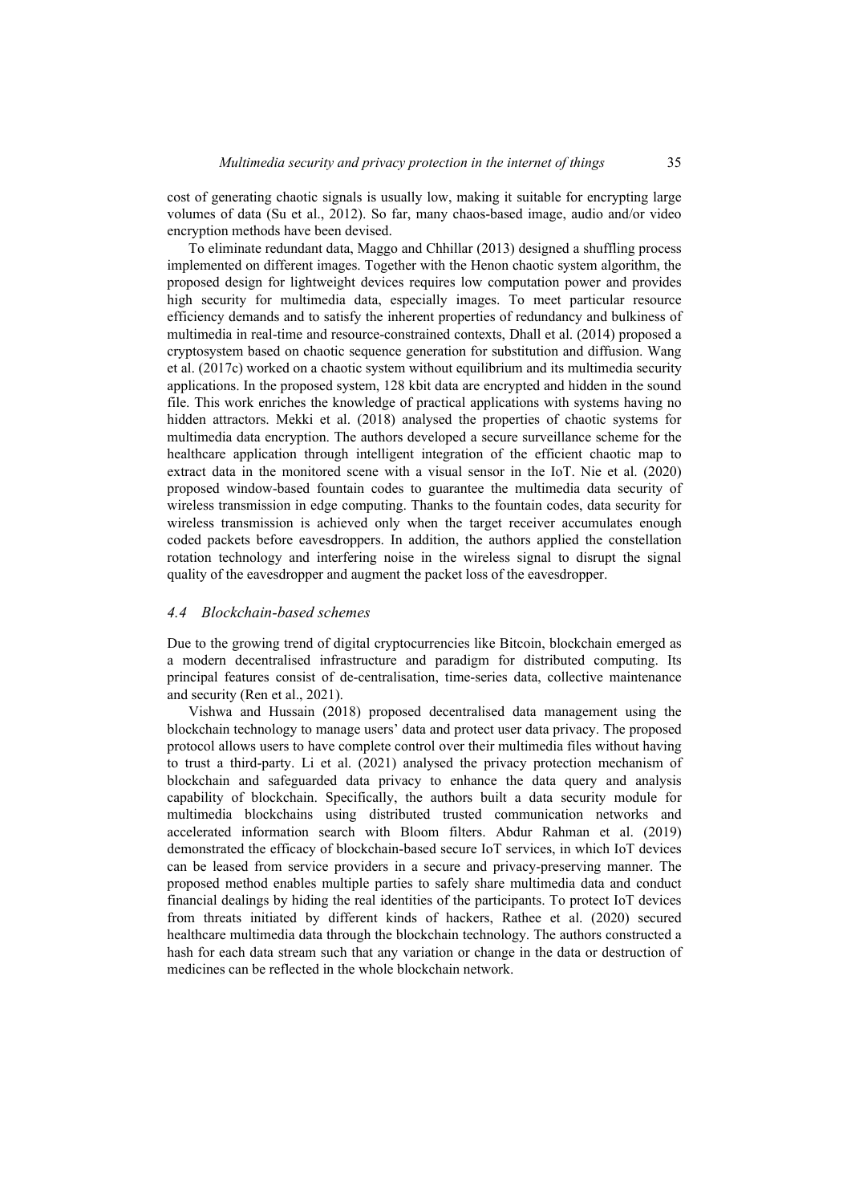cost of generating chaotic signals is usually low, making it suitable for encrypting large volumes of data (Su et al., 2012). So far, many chaos-based image, audio and/or video encryption methods have been devised.

To eliminate redundant data, Maggo and Chhillar (2013) designed a shuffling process implemented on different images. Together with the Henon chaotic system algorithm, the proposed design for lightweight devices requires low computation power and provides high security for multimedia data, especially images. To meet particular resource efficiency demands and to satisfy the inherent properties of redundancy and bulkiness of multimedia in real-time and resource-constrained contexts, Dhall et al. (2014) proposed a cryptosystem based on chaotic sequence generation for substitution and diffusion. Wang et al. (2017c) worked on a chaotic system without equilibrium and its multimedia security applications. In the proposed system, 128 kbit data are encrypted and hidden in the sound file. This work enriches the knowledge of practical applications with systems having no hidden attractors. Mekki et al. (2018) analysed the properties of chaotic systems for multimedia data encryption. The authors developed a secure surveillance scheme for the healthcare application through intelligent integration of the efficient chaotic map to extract data in the monitored scene with a visual sensor in the IoT. Nie et al. (2020) proposed window-based fountain codes to guarantee the multimedia data security of wireless transmission in edge computing. Thanks to the fountain codes, data security for wireless transmission is achieved only when the target receiver accumulates enough coded packets before eavesdroppers. In addition, the authors applied the constellation rotation technology and interfering noise in the wireless signal to disrupt the signal quality of the eavesdropper and augment the packet loss of the eavesdropper.

### *4.4 Blockchain-based schemes*

Due to the growing trend of digital cryptocurrencies like Bitcoin, blockchain emerged as a modern decentralised infrastructure and paradigm for distributed computing. Its principal features consist of de-centralisation, time-series data, collective maintenance and security (Ren et al., 2021).

Vishwa and Hussain (2018) proposed decentralised data management using the blockchain technology to manage users' data and protect user data privacy. The proposed protocol allows users to have complete control over their multimedia files without having to trust a third-party. Li et al. (2021) analysed the privacy protection mechanism of blockchain and safeguarded data privacy to enhance the data query and analysis capability of blockchain. Specifically, the authors built a data security module for multimedia blockchains using distributed trusted communication networks and accelerated information search with Bloom filters. Abdur Rahman et al. (2019) demonstrated the efficacy of blockchain-based secure IoT services, in which IoT devices can be leased from service providers in a secure and privacy-preserving manner. The proposed method enables multiple parties to safely share multimedia data and conduct financial dealings by hiding the real identities of the participants. To protect IoT devices from threats initiated by different kinds of hackers, Rathee et al. (2020) secured healthcare multimedia data through the blockchain technology. The authors constructed a hash for each data stream such that any variation or change in the data or destruction of medicines can be reflected in the whole blockchain network.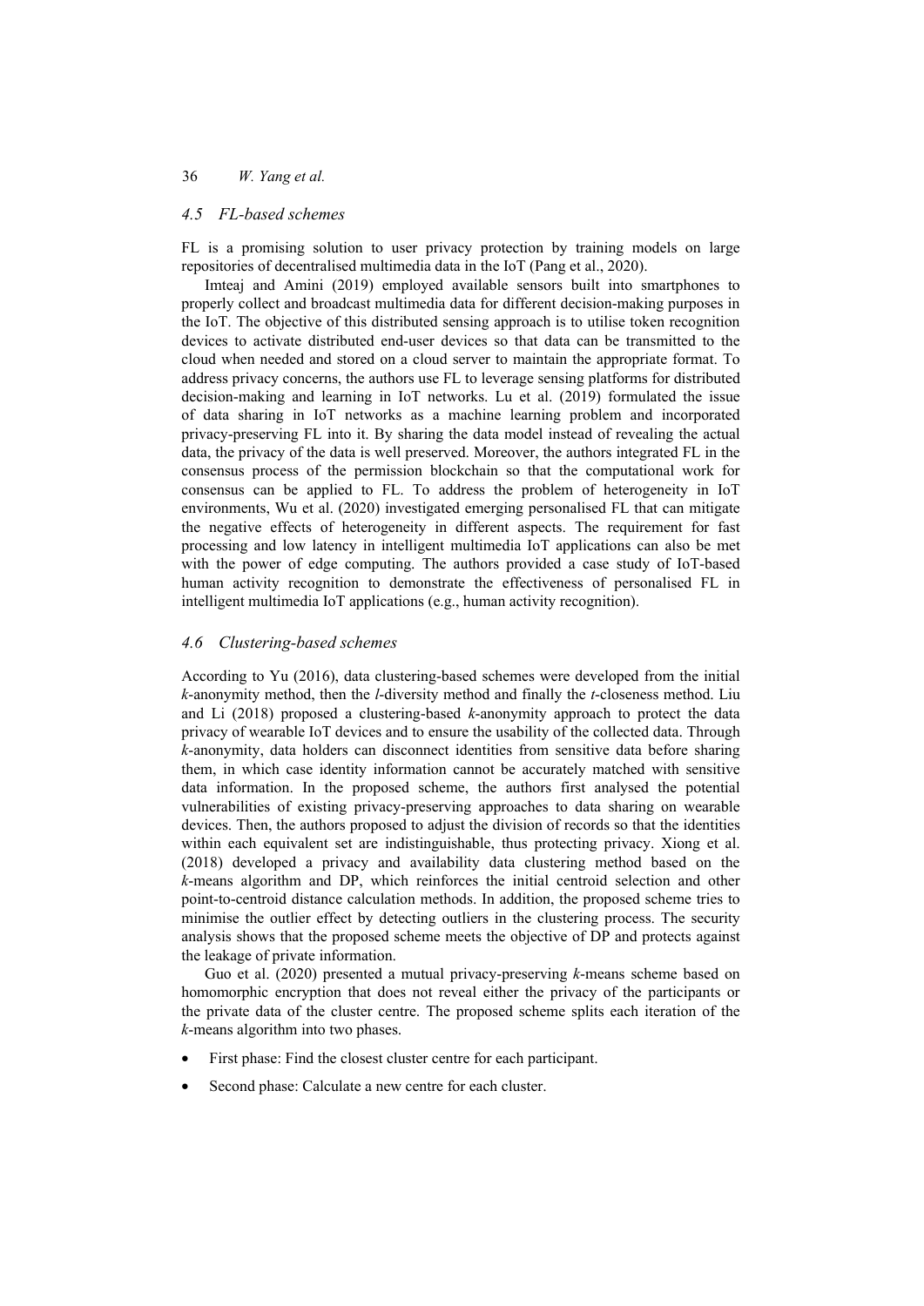### 4.5 FL-based schemes

FL is a promising solution to user privacy protection by training models on large repositories of decentralised multimedia data in the IoT (Pang et al., 2020).

Imteaj and Amini (2019) employed available sensors built into smartphones to properly collect and broadcast multimedia data for different decision-making purposes in the IoT. The objective of this distributed sensing approach is to utilise token recognition devices to activate distributed end-user devices so that data can be transmitted to the cloud when needed and stored on a cloud server to maintain the appropriate format. To address privacy concerns, the authors use FL to leverage sensing platforms for distributed decision-making and learning in IoT networks. Lu et al. (2019) formulated the issue of data sharing in IoT networks as a machine learning problem and incorporated privacy-preserving FL into it. By sharing the data model instead of revealing the actual data, the privacy of the data is well preserved. Moreover, the authors integrated FL in the consensus process of the permission blockchain so that the computational work for consensus can be applied to FL. To address the problem of heterogeneity in IoT environments, Wu et al. (2020) investigated emerging personalised FL that can mitigate the negative effects of heterogeneity in different aspects. The requirement for fast processing and low latency in intelligent multimedia IoT applications can also be met with the power of edge computing. The authors provided a case study of IoT-based human activity recognition to demonstrate the effectiveness of personalised FL in intelligent multimedia IoT applications (e.g., human activity recognition).

### 4.6 Clustering-based schemes

According to Yu (2016), data clustering-based schemes were developed from the initial $k$-anonymity method, then the $l$-diversity method and finally the $t$-closeness method. Liu and Li (2018) proposed a clustering-based $k$-anonymity approach to protect the data privacy of wearable IoT devices and to ensure the usability of the collected data. Through $k$-anonymity, data holders can disconnect identities from sensitive data before sharing them, in which case identity information cannot be accurately matched with sensitive data information. In the proposed scheme, the authors first analysed the potential vulnerabilities of existing privacy-preserving approaches to data sharing on wearable devices. Then, the authors proposed to adjust the division of records so that the identities within each equivalent set are indistinguishable, thus protecting privacy. Xiong et al. (2018) developed a privacy and availability data clustering method based on the $k$-means algorithm and DP, which reinforces the initial centroid selection and other point-to-centroid distance calculation methods. In addition, the proposed scheme tries to minimise the outlier effect by detecting outliers in the clustering process. The security analysis shows that the proposed scheme meets the objective of DP and protects against the leakage of private information.

Guo et al. (2020) presented a mutual privacy-preserving $k$-means scheme based on homomorphic encryption that does not reveal either the privacy of the participants or the private data of the cluster centre. The proposed scheme splits each iteration of the $k$-means algorithm into two phases.

- First phase: Find the closest cluster centre for each participant.
- Second phase: Calculate a new centre for each cluster.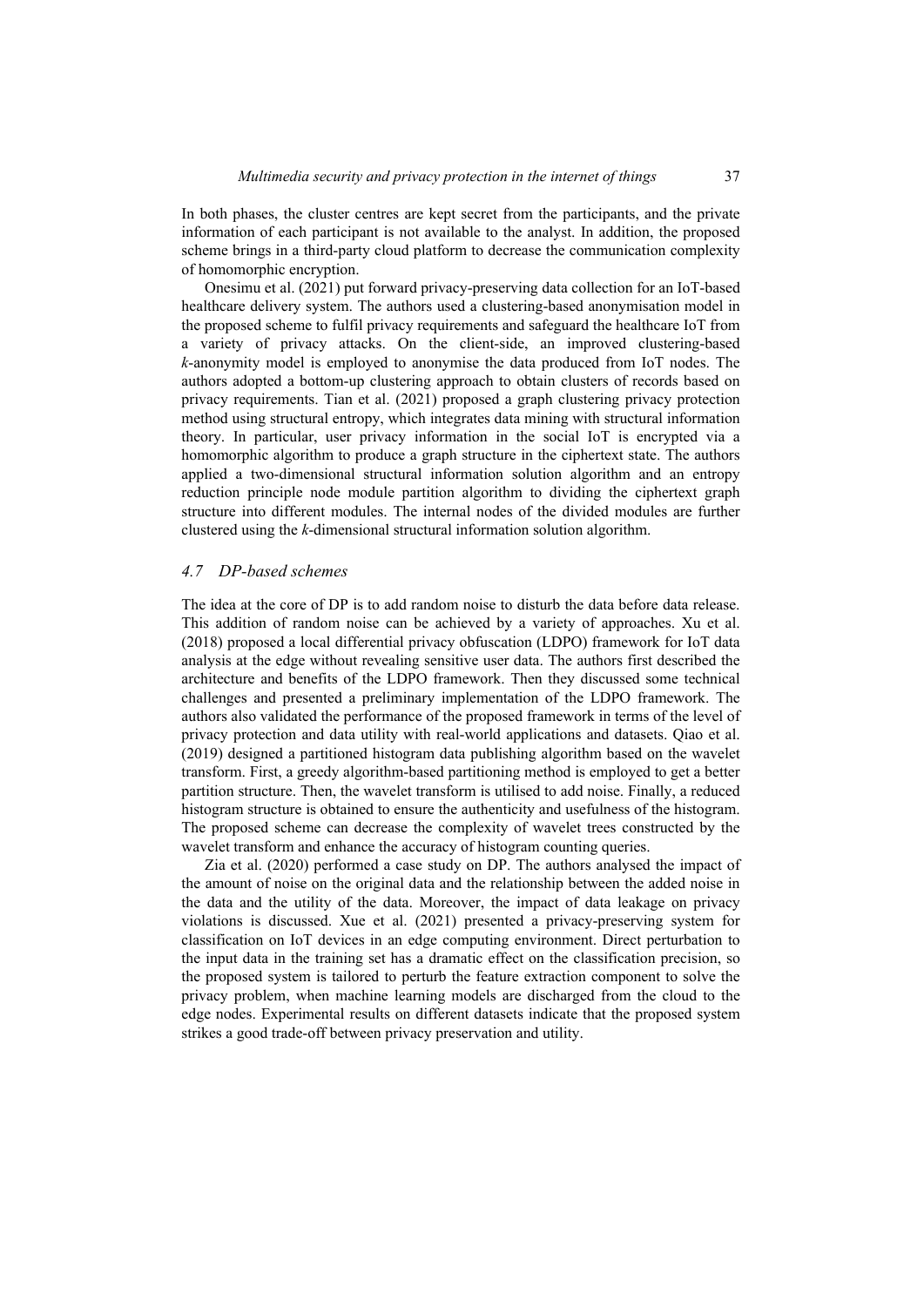In both phases, the cluster centres are kept secret from the participants, and the private information of each participant is not available to the analyst. In addition, the proposed scheme brings in a third-party cloud platform to decrease the communication complexity of homomorphic encryption.

Onesimu et al. (2021) put forward privacy-preserving data collection for an IoT-based healthcare delivery system. The authors used a clustering-based anonymisation model in the proposed scheme to fulfil privacy requirements and safeguard the healthcare IoT from a variety of privacy attacks. On the client-side, an improved clustering-based *k*-anonymity model is employed to anonymise the data produced from IoT nodes. The authors adopted a bottom-up clustering approach to obtain clusters of records based on privacy requirements. Tian et al. (2021) proposed a graph clustering privacy protection method using structural entropy, which integrates data mining with structural information theory. In particular, user privacy information in the social IoT is encrypted via a homomorphic algorithm to produce a graph structure in the ciphertext state. The authors applied a two-dimensional structural information solution algorithm and an entropy reduction principle node module partition algorithm to dividing the ciphertext graph structure into different modules. The internal nodes of the divided modules are further clustered using the *k*-dimensional structural information solution algorithm.

### *4.7 DP-based schemes*

The idea at the core of DP is to add random noise to disturb the data before data release. This addition of random noise can be achieved by a variety of approaches. Xu et al. (2018) proposed a local differential privacy obfuscation (LDPO) framework for IoT data analysis at the edge without revealing sensitive user data. The authors first described the architecture and benefits of the LDPO framework. Then they discussed some technical challenges and presented a preliminary implementation of the LDPO framework. The authors also validated the performance of the proposed framework in terms of the level of privacy protection and data utility with real-world applications and datasets. Qiao et al. (2019) designed a partitioned histogram data publishing algorithm based on the wavelet transform. First, a greedy algorithm-based partitioning method is employed to get a better partition structure. Then, the wavelet transform is utilised to add noise. Finally, a reduced histogram structure is obtained to ensure the authenticity and usefulness of the histogram. The proposed scheme can decrease the complexity of wavelet trees constructed by the wavelet transform and enhance the accuracy of histogram counting queries.

Zia et al. (2020) performed a case study on DP. The authors analysed the impact of the amount of noise on the original data and the relationship between the added noise in the data and the utility of the data. Moreover, the impact of data leakage on privacy violations is discussed. Xue et al. (2021) presented a privacy-preserving system for classification on IoT devices in an edge computing environment. Direct perturbation to the input data in the training set has a dramatic effect on the classification precision, so the proposed system is tailored to perturb the feature extraction component to solve the privacy problem, when machine learning models are discharged from the cloud to the edge nodes. Experimental results on different datasets indicate that the proposed system strikes a good trade-off between privacy preservation and utility.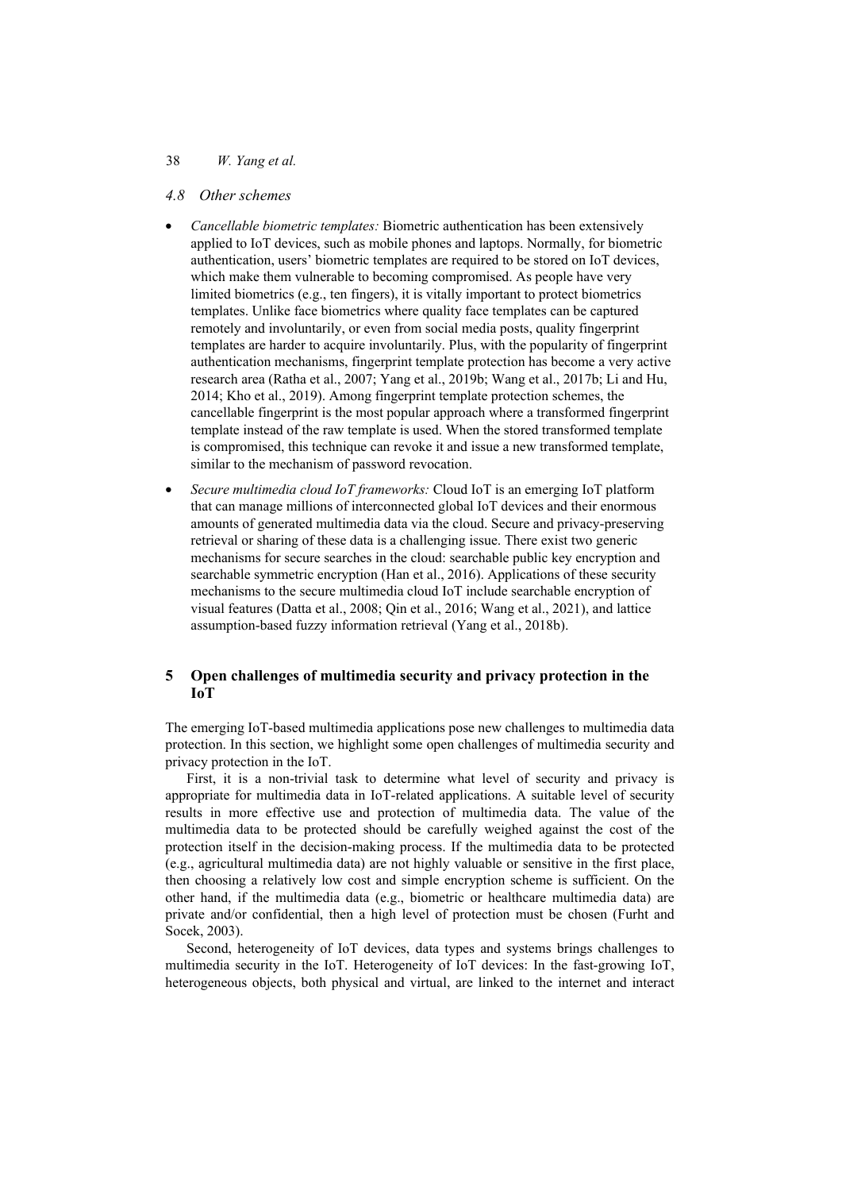### 4.8 Other schemes

- *Cancellable biometric templates:* Biometric authentication has been extensively applied to IoT devices, such as mobile phones and laptops. Normally, for biometric authentication, users' biometric templates are required to be stored on IoT devices, which make them vulnerable to becoming compromised. As people have very limited biometrics (e.g., ten fingers), it is vitally important to protect biometrics templates. Unlike face biometrics where quality face templates can be captured remotely and involuntarily, or even from social media posts, quality fingerprint templates are harder to acquire involuntarily. Plus, with the popularity of fingerprint authentication mechanisms, fingerprint template protection has become a very active research area (Ratha et al., 2007; Yang et al., 2019b; Wang et al., 2017b; Li and Hu, 2014; Kho et al., 2019). Among fingerprint template protection schemes, the cancellable fingerprint is the most popular approach where a transformed fingerprint template instead of the raw template is used. When the stored transformed template is compromised, this technique can revoke it and issue a new transformed template, similar to the mechanism of password revocation.
- *Secure multimedia cloud IoT frameworks:* Cloud IoT is an emerging IoT platform that can manage millions of interconnected global IoT devices and their enormous amounts of generated multimedia data via the cloud. Secure and privacy-preserving retrieval or sharing of these data is a challenging issue. There exist two generic mechanisms for secure searches in the cloud: searchable public key encryption and searchable symmetric encryption (Han et al., 2016). Applications of these security mechanisms to the secure multimedia cloud IoT include searchable encryption of visual features (Datta et al., 2008; Qin et al., 2016; Wang et al., 2021), and lattice assumption-based fuzzy information retrieval (Yang et al., 2018b).

## 5 Open challenges of multimedia security and privacy protection in the IoT

The emerging IoT-based multimedia applications pose new challenges to multimedia data protection. In this section, we highlight some open challenges of multimedia security and privacy protection in the IoT.

First, it is a non-trivial task to determine what level of security and privacy is appropriate for multimedia data in IoT-related applications. A suitable level of security results in more effective use and protection of multimedia data. The value of the multimedia data to be protected should be carefully weighed against the cost of the protection itself in the decision-making process. If the multimedia data to be protected (e.g., agricultural multimedia data) are not highly valuable or sensitive in the first place, then choosing a relatively low cost and simple encryption scheme is sufficient. On the other hand, if the multimedia data (e.g., biometric or healthcare multimedia data) are private and/or confidential, then a high level of protection must be chosen (Furht and Socek, 2003).

Second, heterogeneity of IoT devices, data types and systems brings challenges to multimedia security in the IoT. Heterogeneity of IoT devices: In the fast-growing IoT, heterogeneous objects, both physical and virtual, are linked to the internet and interact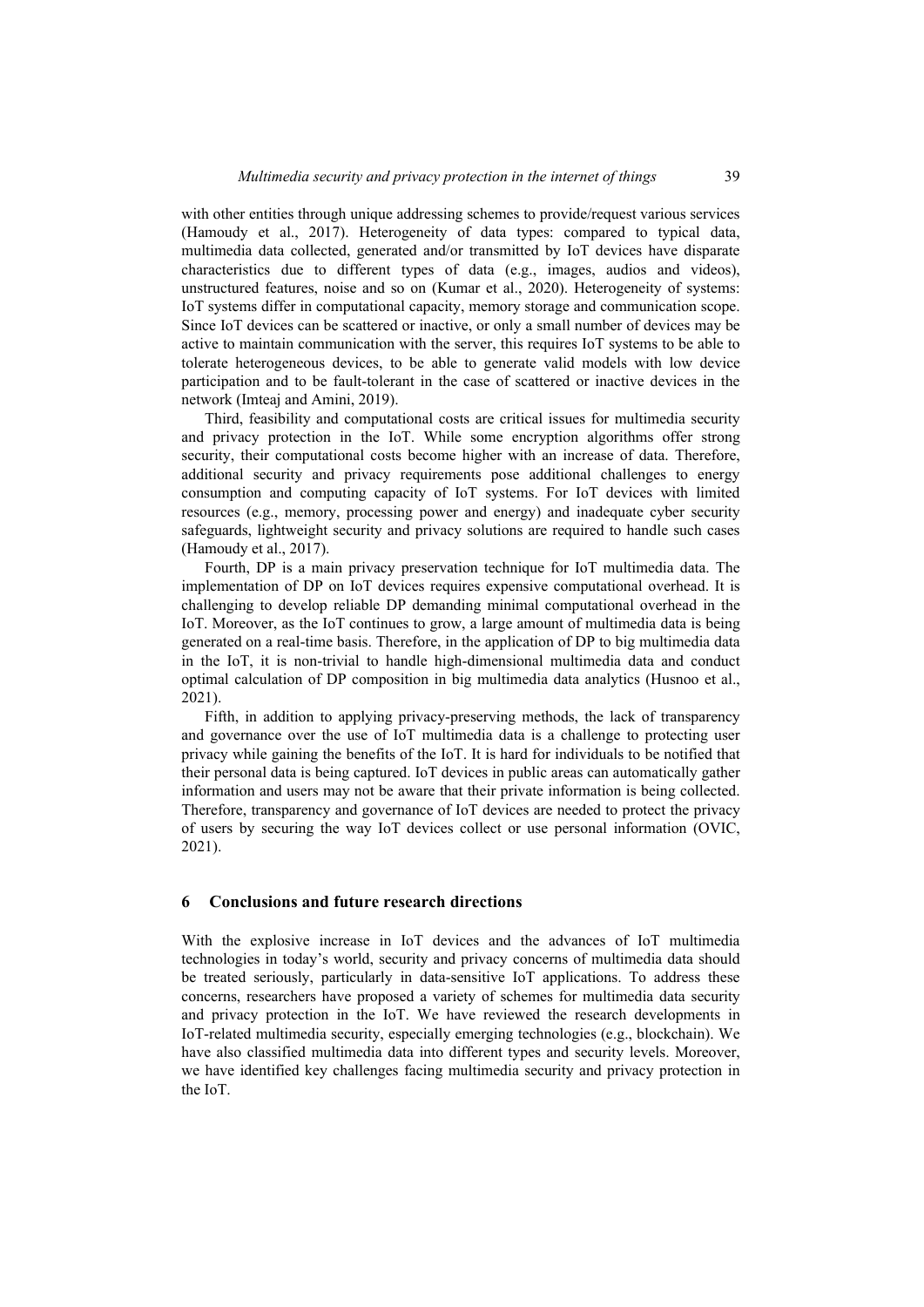with other entities through unique addressing schemes to provide/request various services (Hamoudy et al., 2017). Heterogeneity of data types: compared to typical data, multimedia data collected, generated and/or transmitted by IoT devices have disparate characteristics due to different types of data (e.g., images, audios and videos), unstructured features, noise and so on (Kumar et al., 2020). Heterogeneity of systems: IoT systems differ in computational capacity, memory storage and communication scope. Since IoT devices can be scattered or inactive, or only a small number of devices may be active to maintain communication with the server, this requires IoT systems to be able to tolerate heterogeneous devices, to be able to generate valid models with low device participation and to be fault-tolerant in the case of scattered or inactive devices in the network (Imteaj and Amini, 2019).

Third, feasibility and computational costs are critical issues for multimedia security and privacy protection in the IoT. While some encryption algorithms offer strong security, their computational costs become higher with an increase of data. Therefore, additional security and privacy requirements pose additional challenges to energy consumption and computing capacity of IoT systems. For IoT devices with limited resources (e.g., memory, processing power and energy) and inadequate cyber security safeguards, lightweight security and privacy solutions are required to handle such cases (Hamoudy et al., 2017).

Fourth, DP is a main privacy preservation technique for IoT multimedia data. The implementation of DP on IoT devices requires expensive computational overhead. It is challenging to develop reliable DP demanding minimal computational overhead in the IoT. Moreover, as the IoT continues to grow, a large amount of multimedia data is being generated on a real-time basis. Therefore, in the application of DP to big multimedia data in the IoT, it is non-trivial to handle high-dimensional multimedia data and conduct optimal calculation of DP composition in big multimedia data analytics (Husnoo et al., 2021).

Fifth, in addition to applying privacy-preserving methods, the lack of transparency and governance over the use of IoT multimedia data is a challenge to protecting user privacy while gaining the benefits of the IoT. It is hard for individuals to be notified that their personal data is being captured. IoT devices in public areas can automatically gather information and users may not be aware that their private information is being collected. Therefore, transparency and governance of IoT devices are needed to protect the privacy of users by securing the way IoT devices collect or use personal information (OVIC, 2021).

## 6 Conclusions and future research directions

With the explosive increase in IoT devices and the advances of IoT multimedia technologies in today's world, security and privacy concerns of multimedia data should be treated seriously, particularly in data-sensitive IoT applications. To address these concerns, researchers have proposed a variety of schemes for multimedia data security and privacy protection in the IoT. We have reviewed the research developments in IoT-related multimedia security, especially emerging technologies (e.g., blockchain). We have also classified multimedia data into different types and security levels. Moreover, we have identified key challenges facing multimedia security and privacy protection in the IoT.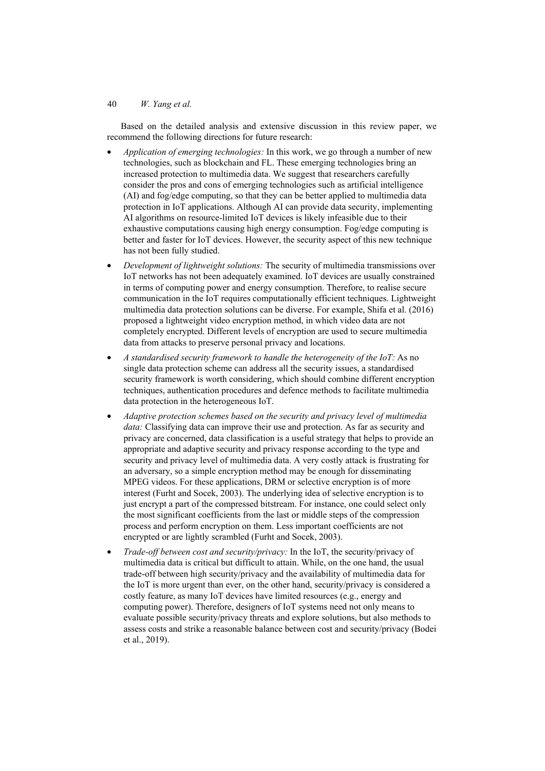Based on the detailed analysis and extensive discussion in this review paper, we recommend the following directions for future research:

- *Application of emerging technologies:* In this work, we go through a number of new technologies, such as blockchain and FL. These emerging technologies bring an increased protection to multimedia data. We suggest that researchers carefully consider the pros and cons of emerging technologies such as artificial intelligence (AI) and fog/edge computing, so that they can be better applied to multimedia data protection in IoT applications. Although AI can provide data security, implementing AI algorithms on resource-limited IoT devices is likely infeasible due to their exhaustive computations causing high energy consumption. Fog/edge computing is better and faster for IoT devices. However, the security aspect of this new technique has not been fully studied.
- *Development of lightweight solutions:* The security of multimedia transmissions over IoT networks has not been adequately examined. IoT devices are usually constrained in terms of computing power and energy consumption. Therefore, to realise secure communication in the IoT requires computationally efficient techniques. Lightweight multimedia data protection solutions can be diverse. For example, Shifa et al. (2016) proposed a lightweight video encryption method, in which video data are not completely encrypted. Different levels of encryption are used to secure multimedia data from attacks to preserve personal privacy and locations.
- *A standardised security framework to handle the heterogeneity of the IoT:* As no single data protection scheme can address all the security issues, a standardised security framework is worth considering, which should combine different encryption techniques, authentication procedures and defence methods to facilitate multimedia data protection in the heterogeneous IoT.
- *Adaptive protection schemes based on the security and privacy level of multimedia data:* Classifying data can improve their use and protection. As far as security and privacy are concerned, data classification is a useful strategy that helps to provide an appropriate and adaptive security and privacy response according to the type and security and privacy level of multimedia data. A very costly attack is frustrating for an adversary, so a simple encryption method may be enough for disseminating MPEG videos. For these applications, DRM or selective encryption is of more interest (Furht and Socek, 2003). The underlying idea of selective encryption is to just encrypt a part of the compressed bitstream. For instance, one could select only the most significant coefficients from the last or middle steps of the compression process and perform encryption on them. Less important coefficients are not encrypted or are lightly scrambled (Furht and Socek, 2003).
- *Trade-off between cost and security/privacy:* In the IoT, the security/privacy of multimedia data is critical but difficult to attain. While, on the one hand, the usual trade-off between high security/privacy and the availability of multimedia data for the IoT is more urgent than ever, on the other hand, security/privacy is considered a costly feature, as many IoT devices have limited resources (e.g., energy and computing power). Therefore, designers of IoT systems need not only means to evaluate possible security/privacy threats and explore solutions, but also methods to assess costs and strike a reasonable balance between cost and security/privacy (Bodei et al., 2019).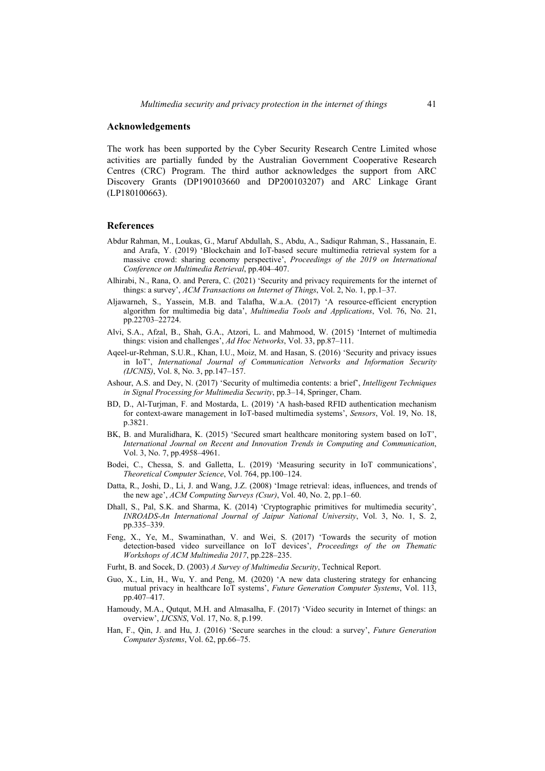## Acknowledgements

The work has been supported by the Cyber Security Research Centre Limited whose activities are partially funded by the Australian Government Cooperative Research Centres (CRC) Program. The third author acknowledges the support from ARC Discovery Grants (DP190103660 and DP200103207) and ARC Linkage Grant (LP180100663).

## References

Abdur Rahman, M., Loukas, G., Maruf Abdullah, S., Abdu, A., Sadiqur Rahman, S., Hassanain, E. and Arafa, Y. (2019) 'Blockchain and IoT-based secure multimedia retrieval system for a massive crowd: sharing economy perspective', *Proceedings of the 2019 on International Conference on Multimedia Retrieval*, pp.404–407.

Alhirabi, N., Rana, O. and Perera, C. (2021) 'Security and privacy requirements for the internet of things: a survey', *ACM Transactions on Internet of Things*, Vol. 2, No. 1, pp.1–37.

Aljawarneh, S., Yassein, M.B. and Talafha, W.a.A. (2017) 'A resource-efficient encryption algorithm for multimedia big data', *Multimedia Tools and Applications*, Vol. 76, No. 21, pp.22703–22724.

Alvi, S.A., Afzal, B., Shah, G.A., Atzori, L. and Mahmood, W. (2015) 'Internet of multimedia things: vision and challenges', *Ad Hoc Networks*, Vol. 33, pp.87–111.

Aqeel-ur-Rehman, S.U.R., Khan, I.U., Moiz, M. and Hasan, S. (2016) 'Security and privacy issues in IoT', *International Journal of Communication Networks and Information Security (IJCNIS)*, Vol. 8, No. 3, pp.147–157.

Ashour, A.S. and Dey, N. (2017) 'Security of multimedia contents: a brief', *Intelligent Techniques in Signal Processing for Multimedia Security*, pp.3–14, Springer, Cham.

BD, D., Al-Turjman, F. and Mostarda, L. (2019) 'A hash-based RFID authentication mechanism for context-aware management in IoT-based multimedia systems', *Sensors*, Vol. 19, No. 18, p.3821.

BK, B. and Muralidhara, K. (2015) 'Secured smart healthcare monitoring system based on IoT', *International Journal on Recent and Innovation Trends in Computing and Communication*, Vol. 3, No. 7, pp.4958–4961.

Bodei, C., Chessa, S. and Galletta, L. (2019) 'Measuring security in IoT communications', *Theoretical Computer Science*, Vol. 764, pp.100–124.

Datta, R., Joshi, D., Li, J. and Wang, J.Z. (2008) 'Image retrieval: ideas, influences, and trends of the new age', *ACM Computing Surveys (Csur)*, Vol. 40, No. 2, pp.1–60.

Dhall, S., Pal, S.K. and Sharma, K. (2014) 'Cryptographic primitives for multimedia security', *INROADS-An International Journal of Jaipur National University*, Vol. 3, No. 1, S. 2, pp.335–339.

Feng, X., Ye, M., Swaminathan, V. and Wei, S. (2017) 'Towards the security of motion detection-based video surveillance on IoT devices', *Proceedings of the on Thematic Workshops of ACM Multimedia 2017*, pp.228–235.

Furht, B. and Socek, D. (2003) *A Survey of Multimedia Security*, Technical Report.

Guo, X., Lin, H., Wu, Y. and Peng, M. (2020) 'A new data clustering strategy for enhancing mutual privacy in healthcare IoT systems', *Future Generation Computer Systems*, Vol. 113, pp.407–417.

Hamoudy, M.A., Qutqut, M.H. and Almasalha, F. (2017) 'Video security in Internet of things: an overview', *IJCSNS*, Vol. 17, No. 8, p.199.

Han, F., Qin, J. and Hu, J. (2016) 'Secure searches in the cloud: a survey', *Future Generation Computer Systems*, Vol. 62, pp.66–75.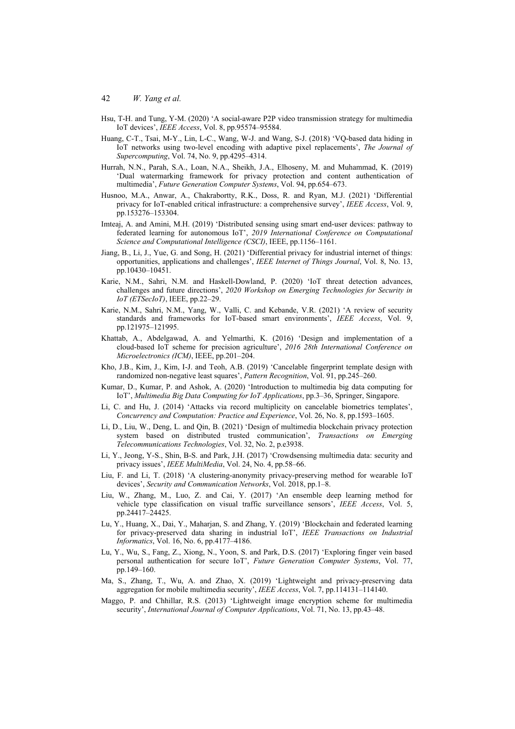Hsu, T-H. and Tung, Y-M. (2020) 'A social-aware P2P video transmission strategy for multimedia IoT devices', *IEEE Access*, Vol. 8, pp.95574–95584.

Huang, C-T., Tsai, M-Y., Lin, L-C., Wang, W-J. and Wang, S-J. (2018) 'VQ-based data hiding in IoT networks using two-level encoding with adaptive pixel replacements', *The Journal of Supercomputing*, Vol. 74, No. 9, pp.4295–4314.

Hurrah, N.N., Parah, S.A., Loan, N.A., Sheikh, J.A., Elhoseny, M. and Muhammad, K. (2019) 'Dual watermarking framework for privacy protection and content authentication of multimedia', *Future Generation Computer Systems*, Vol. 94, pp.654–673.

Husnoo, M.A., Anwar, A., Chakrabortty, R.K., Doss, R. and Ryan, M.J. (2021) 'Differential privacy for IoT-enabled critical infrastructure: a comprehensive survey', *IEEE Access*, Vol. 9, pp.153276–153304.

Imteaj, A. and Amini, M.H. (2019) 'Distributed sensing using smart end-user devices: pathway to federated learning for autonomous IoT', *2019 International Conference on Computational Science and Computational Intelligence (CSCI)*, IEEE, pp.1156–1161.

Jiang, B., Li, J., Yue, G. and Song, H. (2021) 'Differential privacy for industrial internet of things: opportunities, applications and challenges', *IEEE Internet of Things Journal*, Vol. 8, No. 13, pp.10430–10451.

Karie, N.M., Sahri, N.M. and Haskell-Dowland, P. (2020) 'IoT threat detection advances, challenges and future directions', *2020 Workshop on Emerging Technologies for Security in IoT (ETSecIoT)*, IEEE, pp.22–29.

Karie, N.M., Sahri, N.M., Yang, W., Valli, C. and Kebande, V.R. (2021) 'A review of security standards and frameworks for IoT-based smart environments', *IEEE Access*, Vol. 9, pp.121975–121995.

Khattab, A., Abdelgawad, A. and Yelmarthi, K. (2016) 'Design and implementation of a cloud-based IoT scheme for precision agriculture', *2016 28th International Conference on Microelectronics (ICM)*, IEEE, pp.201–204.

Kho, J.B., Kim, J., Kim, I-J. and Teoh, A.B. (2019) 'Cancelable fingerprint template design with randomized non-negative least squares', *Pattern Recognition*, Vol. 91, pp.245–260.

Kumar, D., Kumar, P. and Ashok, A. (2020) 'Introduction to multimedia big data computing for IoT', *Multimedia Big Data Computing for IoT Applications*, pp.3–36, Springer, Singapore.

Li, C. and Hu, J. (2014) 'Attacks via record multiplicity on cancelable biometrics templates', *Concurrency and Computation: Practice and Experience*, Vol. 26, No. 8, pp.1593–1605.

Li, D., Liu, W., Deng, L. and Qin, B. (2021) 'Design of multimedia blockchain privacy protection system based on distributed trusted communication', *Transactions on Emerging Telecommunications Technologies*, Vol. 32, No. 2, p.e3938.

Li, Y., Jeong, Y-S., Shin, B-S. and Park, J.H. (2017) 'Crowdsensing multimedia data: security and privacy issues', *IEEE MultiMedia*, Vol. 24, No. 4, pp.58–66.

Liu, F. and Li, T. (2018) 'A clustering-anonymity privacy-preserving method for wearable IoT devices', *Security and Communication Networks*, Vol. 2018, pp.1–8.

Liu, W., Zhang, M., Luo, Z. and Cai, Y. (2017) 'An ensemble deep learning method for vehicle type classification on visual traffic surveillance sensors', *IEEE Access*, Vol. 5, pp.24417–24425.

Lu, Y., Huang, X., Dai, Y., Maharjan, S. and Zhang, Y. (2019) 'Blockchain and federated learning for privacy-preserved data sharing in industrial IoT', *IEEE Transactions on Industrial Informatics*, Vol. 16, No. 6, pp.4177–4186.

Lu, Y., Wu, S., Fang, Z., Xiong, N., Yoon, S. and Park, D.S. (2017) 'Exploring finger vein based personal authentication for secure IoT', *Future Generation Computer Systems*, Vol. 77, pp.149–160.

Ma, S., Zhang, T., Wu, A. and Zhao, X. (2019) 'Lightweight and privacy-preserving data aggregation for mobile multimedia security', *IEEE Access*, Vol. 7, pp.114131–114140.

Maggo, P. and Chhillar, R.S. (2013) 'Lightweight image encryption scheme for multimedia security', *International Journal of Computer Applications*, Vol. 71, No. 13, pp.43–48.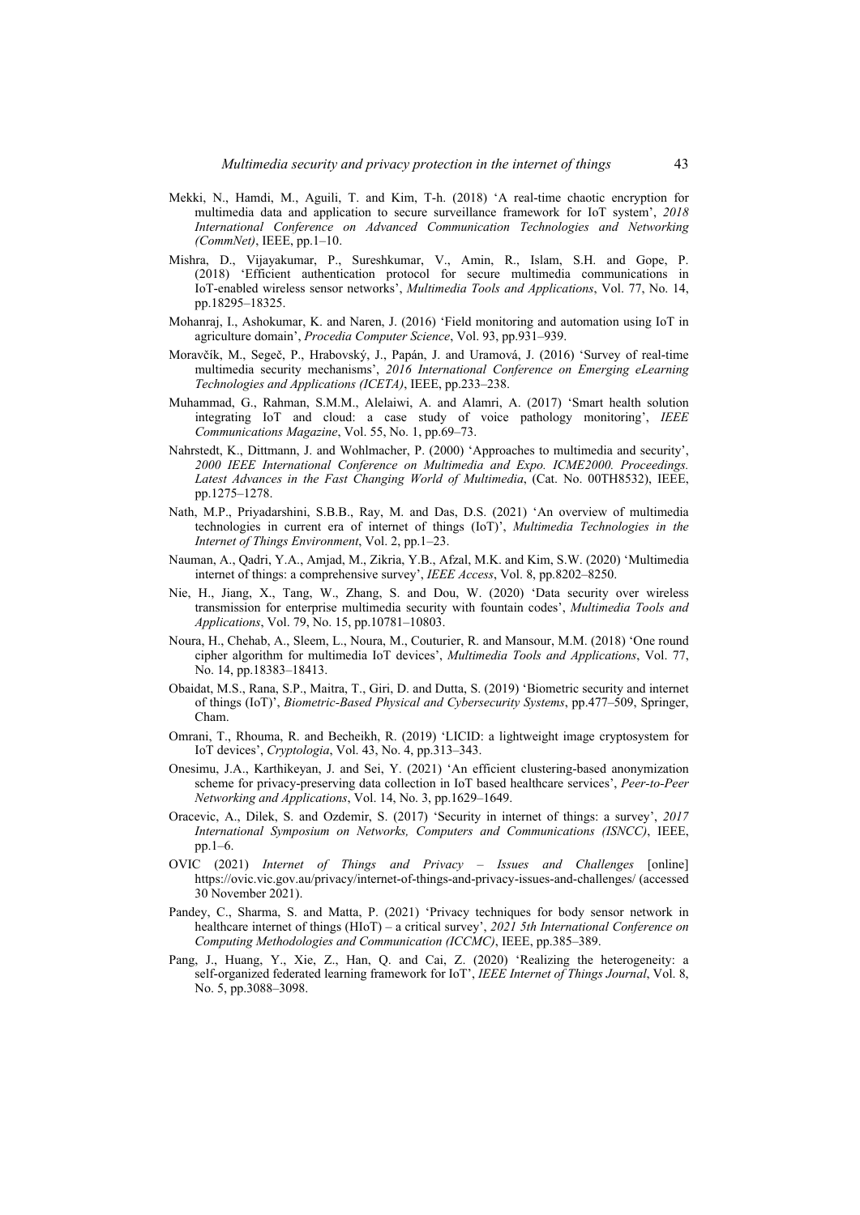Mekki, N., Hamdi, M., Aguili, T. and Kim, T-h. (2018) 'A real-time chaotic encryption for multimedia data and application to secure surveillance framework for IoT system', *2018 International Conference on Advanced Communication Technologies and Networking (CommNet)*, IEEE, pp.1–10.

Mishra, D., Vijayakumar, P., Sureshkumar, V., Amin, R., Islam, S.H. and Gope, P. (2018) 'Efficient authentication protocol for secure multimedia communications in IoT-enabled wireless sensor networks', *Multimedia Tools and Applications*, Vol. 77, No. 14, pp.18295–18325.

Mohanraj, I., Ashokumar, K. and Naren, J. (2016) 'Field monitoring and automation using IoT in agriculture domain', *Procedia Computer Science*, Vol. 93, pp.931–939.

Moravčík, M., Segeč, P., Hrabovský, J., Papán, J. and Uramová, J. (2016) 'Survey of real-time multimedia security mechanisms', *2016 International Conference on Emerging eLearning Technologies and Applications (ICETA)*, IEEE, pp.233–238.

Muhammad, G., Rahman, S.M.M., Alelaiwi, A. and Alamri, A. (2017) 'Smart health solution integrating IoT and cloud: a case study of voice pathology monitoring', *IEEE Communications Magazine*, Vol. 55, No. 1, pp.69–73.

Nahrstedt, K., Dittmann, J. and Wohlmacher, P. (2000) 'Approaches to multimedia and security', *2000 IEEE International Conference on Multimedia and Expo. ICME2000. Proceedings. Latest Advances in the Fast Changing World of Multimedia*, (Cat. No. 00TH8532), IEEE, pp.1275–1278.

Nath, M.P., Priyadarshini, S.B.B., Ray, M. and Das, D.S. (2021) 'An overview of multimedia technologies in current era of internet of things (IoT)', *Multimedia Technologies in the Internet of Things Environment*, Vol. 2, pp.1–23.

Nauman, A., Qadri, Y.A., Amjad, M., Zikria, Y.B., Afzal, M.K. and Kim, S.W. (2020) 'Multimedia internet of things: a comprehensive survey', *IEEE Access*, Vol. 8, pp.8202–8250.

Nie, H., Jiang, X., Tang, W., Zhang, S. and Dou, W. (2020) 'Data security over wireless transmission for enterprise multimedia security with fountain codes', *Multimedia Tools and Applications*, Vol. 79, No. 15, pp.10781–10803.

Noura, H., Chehab, A., Sleem, L., Noura, M., Couturier, R. and Mansour, M.M. (2018) 'One round cipher algorithm for multimedia IoT devices', *Multimedia Tools and Applications*, Vol. 77, No. 14, pp.18383–18413.

Obaidat, M.S., Rana, S.P., Maitra, T., Giri, D. and Dutta, S. (2019) 'Biometric security and internet of things (IoT)', *Biometric-Based Physical and Cybersecurity Systems*, pp.477–509, Springer, Cham.

Omrani, T., Rhouma, R. and Becheikh, R. (2019) 'LICID: a lightweight image cryptosystem for IoT devices', *Cryptologia*, Vol. 43, No. 4, pp.313–343.

Onesimu, J.A., Karthikeyan, J. and Sei, Y. (2021) 'An efficient clustering-based anonymization scheme for privacy-preserving data collection in IoT based healthcare services', *Peer-to-Peer Networking and Applications*, Vol. 14, No. 3, pp.1629–1649.

Oracevic, A., Dilek, S. and Ozdemir, S. (2017) 'Security in internet of things: a survey', *2017 International Symposium on Networks, Computers and Communications (ISNCC)*, IEEE, pp.1–6.

OVIC (2021) *Internet of Things and Privacy – Issues and Challenges* [online] https://ovic.vic.gov.au/privacy/internet-of-things-and-privacy-issues-and-challenges/ (accessed 30 November 2021).

Pandey, C., Sharma, S. and Matta, P. (2021) 'Privacy techniques for body sensor network in healthcare internet of things (HIoT) – a critical survey', *2021 5th International Conference on Computing Methodologies and Communication (ICCMC)*, IEEE, pp.385–389.

Pang, J., Huang, Y., Xie, Z., Han, Q. and Cai, Z. (2020) 'Realizing the heterogeneity: a self-organized federated learning framework for IoT', *IEEE Internet of Things Journal*, Vol. 8, No. 5, pp.3088–3098.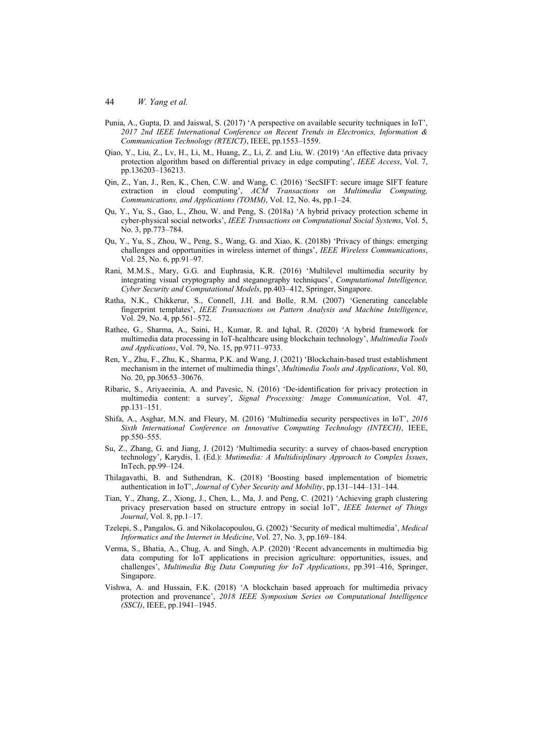Punia, A., Gupta, D. and Jaiswal, S. (2017) 'A perspective on available security techniques in IoT', *2017 2nd IEEE International Conference on Recent Trends in Electronics, Information & Communication Technology (RTEICT)*, IEEE, pp.1553–1559.

Qiao, Y., Liu, Z., Lv, H., Li, M., Huang, Z., Li, Z. and Liu, W. (2019) 'An effective data privacy protection algorithm based on differential privacy in edge computing', *IEEE Access*, Vol. 7, pp.136203–136213.

Qin, Z., Yan, J., Ren, K., Chen, C.W. and Wang, C. (2016) 'SecSIFT: secure image SIFT feature extraction in cloud computing', *ACM Transactions on Multimedia Computing, Communications, and Applications (TOMM)*, Vol. 12, No. 4s, pp.1–24.

Qu, Y., Yu, S., Gao, L., Zhou, W. and Peng, S. (2018a) 'A hybrid privacy protection scheme in cyber-physical social networks', *IEEE Transactions on Computational Social Systems*, Vol. 5, No. 3, pp.773–784.

Qu, Y., Yu, S., Zhou, W., Peng, S., Wang, G. and Xiao, K. (2018b) 'Privacy of things: emerging challenges and opportunities in wireless internet of things', *IEEE Wireless Communications*, Vol. 25, No. 6, pp.91–97.

Rani, M.M.S., Mary, G.G. and Euphrasia, K.R. (2016) 'Multilevel multimedia security by integrating visual cryptography and steganography techniques', *Computational Intelligence, Cyber Security and Computational Models*, pp.403–412, Springer, Singapore.

Ratha, N.K., Chikkerur, S., Connell, J.H. and Bolle, R.M. (2007) 'Generating cancelable fingerprint templates', *IEEE Transactions on Pattern Analysis and Machine Intelligence*, Vol. 29, No. 4, pp.561–572.

Rathee, G., Sharma, A., Saini, H., Kumar, R. and Iqbal, R. (2020) 'A hybrid framework for multimedia data processing in IoT-healthcare using blockchain technology', *Multimedia Tools and Applications*, Vol. 79, No. 15, pp.9711–9733.

Ren, Y., Zhu, F., Zhu, K., Sharma, P.K. and Wang, J. (2021) 'Blockchain-based trust establishment mechanism in the internet of multimedia things', *Multimedia Tools and Applications*, Vol. 80, No. 20, pp.30653–30676.

Ribaric, S., Ariyaeeinia, A. and Pavesic, N. (2016) 'De-identification for privacy protection in multimedia content: a survey', *Signal Processing: Image Communication*, Vol. 47, pp.131–151.

Shifa, A., Asghar, M.N. and Fleury, M. (2016) 'Multimedia security perspectives in IoT', *2016 Sixth International Conference on Innovative Computing Technology (INTECH)*, IEEE, pp.550–555.

Su, Z., Zhang, G. and Jiang, J. (2012) 'Multimedia security: a survey of chaos-based encryption technology', Karydis, I. (Ed.): *Mutimedia: A Multidisiplinary Approach to Complex Issues*, InTech, pp.99–124.

Thilagavathi, B. and Suthendran, K. (2018) 'Boosting based implementation of biometric authentication in IoT', *Journal of Cyber Security and Mobility*, pp.131–144–131–144.

Tian, Y., Zhang, Z., Xiong, J., Chen, L., Ma, J. and Peng, C. (2021) 'Achieving graph clustering privacy preservation based on structure entropy in social IoT', *IEEE Internet of Things Journal*, Vol. 8, pp.1–17.

Tzelepi, S., Pangalos, G. and Nikolacopoulou, G. (2002) 'Security of medical multimedia', *Medical Informatics and the Internet in Medicine*, Vol. 27, No. 3, pp.169–184.

Verma, S., Bhatia, A., Chug, A. and Singh, A.P. (2020) 'Recent advancements in multimedia big data computing for IoT applications in precision agriculture: opportunities, issues, and challenges', *Multimedia Big Data Computing for IoT Applications*, pp.391–416, Springer, Singapore.

Vishwa, A. and Hussain, F.K. (2018) 'A blockchain based approach for multimedia privacy protection and provenance', *2018 IEEE Symposium Series on Computational Intelligence (SSCI)*, IEEE, pp.1941–1945.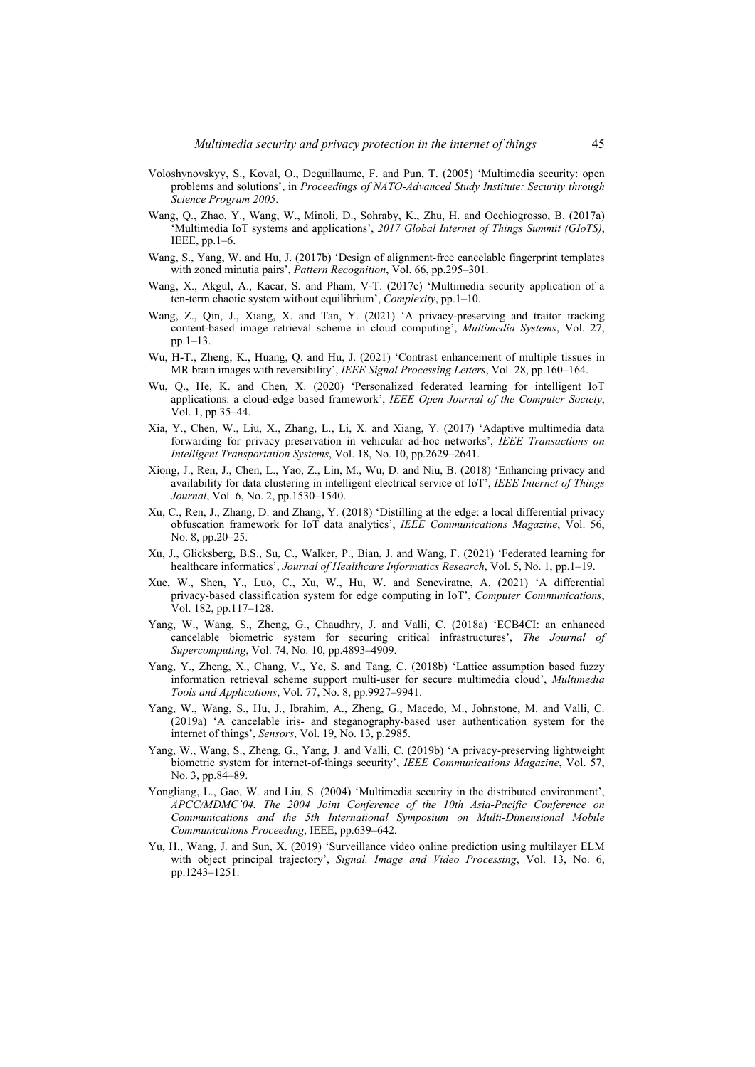Voloshynovskyy, S., Koval, O., Deguillaume, F. and Pun, T. (2005) 'Multimedia security: open problems and solutions', in *Proceedings of NATO-Advanced Study Institute: Security through Science Program 2005*.

Wang, Q., Zhao, Y., Wang, W., Minoli, D., Sohraby, K., Zhu, H. and Occhiogrosso, B. (2017a) 'Multimedia IoT systems and applications', *2017 Global Internet of Things Summit (GIoTS)*, IEEE, pp.1–6.

Wang, S., Yang, W. and Hu, J. (2017b) 'Design of alignment-free cancelable fingerprint templates with zoned minutia pairs', *Pattern Recognition*, Vol. 66, pp.295–301.

Wang, X., Akgul, A., Kacar, S. and Pham, V-T. (2017c) 'Multimedia security application of a ten-term chaotic system without equilibrium', *Complexity*, pp.1–10.

Wang, Z., Qin, J., Xiang, X. and Tan, Y. (2021) 'A privacy-preserving and traitor tracking content-based image retrieval scheme in cloud computing', *Multimedia Systems*, Vol. 27, pp.1–13.

Wu, H-T., Zheng, K., Huang, Q. and Hu, J. (2021) 'Contrast enhancement of multiple tissues in MR brain images with reversibility', *IEEE Signal Processing Letters*, Vol. 28, pp.160–164.

Wu, Q., He, K. and Chen, X. (2020) 'Personalized federated learning for intelligent IoT applications: a cloud-edge based framework', *IEEE Open Journal of the Computer Society*, Vol. 1, pp.35–44.

Xia, Y., Chen, W., Liu, X., Zhang, L., Li, X. and Xiang, Y. (2017) 'Adaptive multimedia data forwarding for privacy preservation in vehicular ad-hoc networks', *IEEE Transactions on Intelligent Transportation Systems*, Vol. 18, No. 10, pp.2629–2641.

Xiong, J., Ren, J., Chen, L., Yao, Z., Lin, M., Wu, D. and Niu, B. (2018) 'Enhancing privacy and availability for data clustering in intelligent electrical service of IoT', *IEEE Internet of Things Journal*, Vol. 6, No. 2, pp.1530–1540.

Xu, C., Ren, J., Zhang, D. and Zhang, Y. (2018) 'Distilling at the edge: a local differential privacy obfuscation framework for IoT data analytics', *IEEE Communications Magazine*, Vol. 56, No. 8, pp.20–25.

Xu, J., Glicksberg, B.S., Su, C., Walker, P., Bian, J. and Wang, F. (2021) 'Federated learning for healthcare informatics', *Journal of Healthcare Informatics Research*, Vol. 5, No. 1, pp.1–19.

Xue, W., Shen, Y., Luo, C., Xu, W., Hu, W. and Seneviratne, A. (2021) 'A differential privacy-based classification system for edge computing in IoT', *Computer Communications*, Vol. 182, pp.117–128.

Yang, W., Wang, S., Zheng, G., Chaudhry, J. and Valli, C. (2018a) 'ECB4CI: an enhanced cancelable biometric system for securing critical infrastructures', *The Journal of Supercomputing*, Vol. 74, No. 10, pp.4893–4909.

Yang, Y., Zheng, X., Chang, V., Ye, S. and Tang, C. (2018b) 'Lattice assumption based fuzzy information retrieval scheme support multi-user for secure multimedia cloud', *Multimedia Tools and Applications*, Vol. 77, No. 8, pp.9927–9941.

Yang, W., Wang, S., Hu, J., Ibrahim, A., Zheng, G., Macedo, M., Johnstone, M. and Valli, C. (2019a) 'A cancelable iris- and steganography-based user authentication system for the internet of things', *Sensors*, Vol. 19, No. 13, p.2985.

Yang, W., Wang, S., Zheng, G., Yang, J. and Valli, C. (2019b) 'A privacy-preserving lightweight biometric system for internet-of-things security', *IEEE Communications Magazine*, Vol. 57, No. 3, pp.84–89.

Yongliang, L., Gao, W. and Liu, S. (2004) 'Multimedia security in the distributed environment', *APCC/MDMC'04. The 2004 Joint Conference of the 10th Asia-Pacific Conference on Communications and the 5th International Symposium on Multi-Dimensional Mobile Communications Proceeding*, IEEE, pp.639–642.

Yu, H., Wang, J. and Sun, X. (2019) 'Surveillance video online prediction using multilayer ELM with object principal trajectory', *Signal, Image and Video Processing*, Vol. 13, No. 6, pp.1243–1251.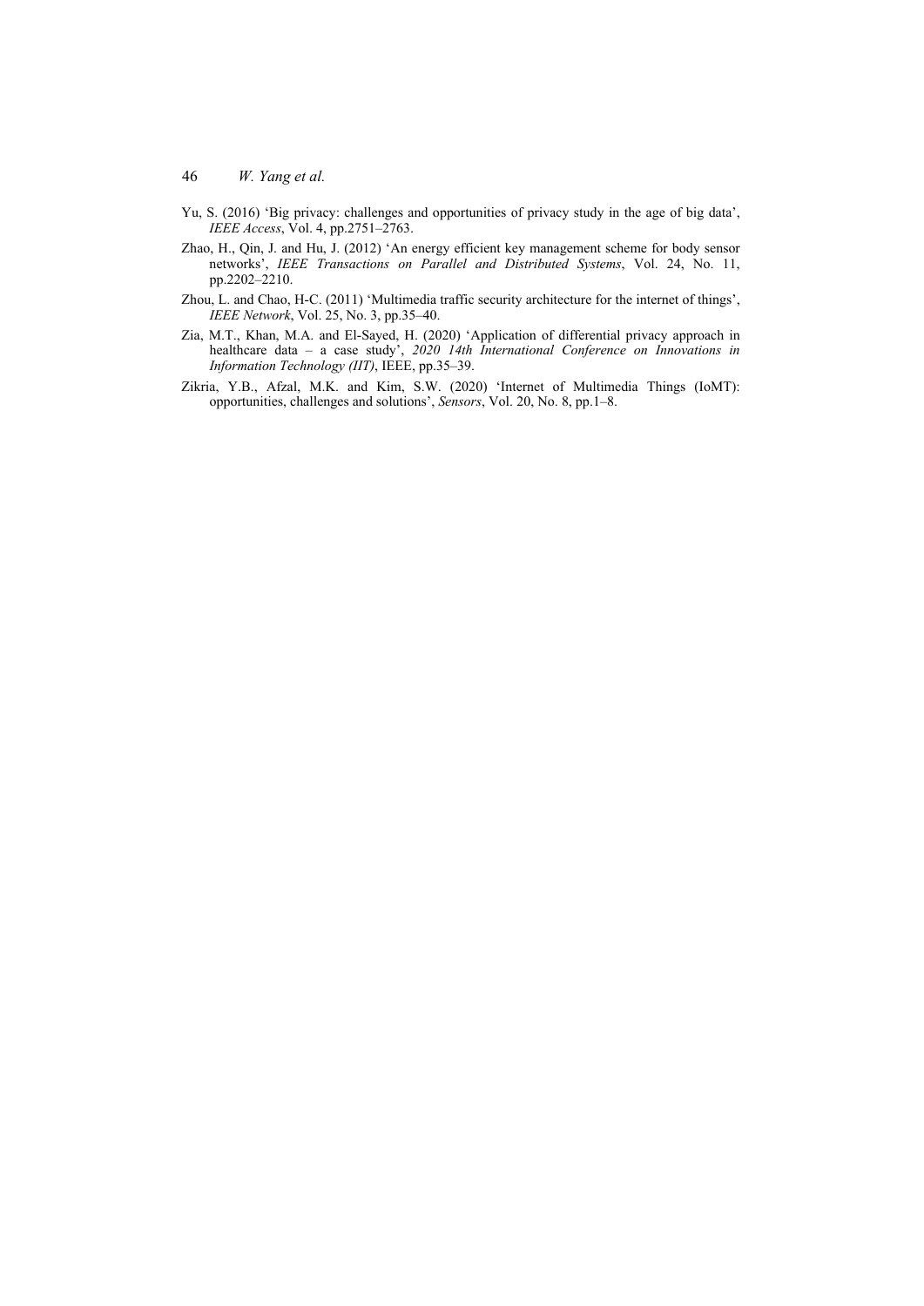Yu, S. (2016) 'Big privacy: challenges and opportunities of privacy study in the age of big data', *IEEE Access*, Vol. 4, pp.2751–2763.

Zhao, H., Qin, J. and Hu, J. (2012) 'An energy efficient key management scheme for body sensor networks', *IEEE Transactions on Parallel and Distributed Systems*, Vol. 24, No. 11, pp.2202–2210.

Zhou, L. and Chao, H-C. (2011) 'Multimedia traffic security architecture for the internet of things', *IEEE Network*, Vol. 25, No. 3, pp.35–40.

Zia, M.T., Khan, M.A. and El-Sayed, H. (2020) 'Application of differential privacy approach in healthcare data – a case study', *2020 14th International Conference on Innovations in Information Technology (IIT)*, IEEE, pp.35–39.

Zikria, Y.B., Afzal, M.K. and Kim, S.W. (2020) 'Internet of Multimedia Things (IoMT): opportunities, challenges and solutions', *Sensors*, Vol. 20, No. 8, pp.1–8.